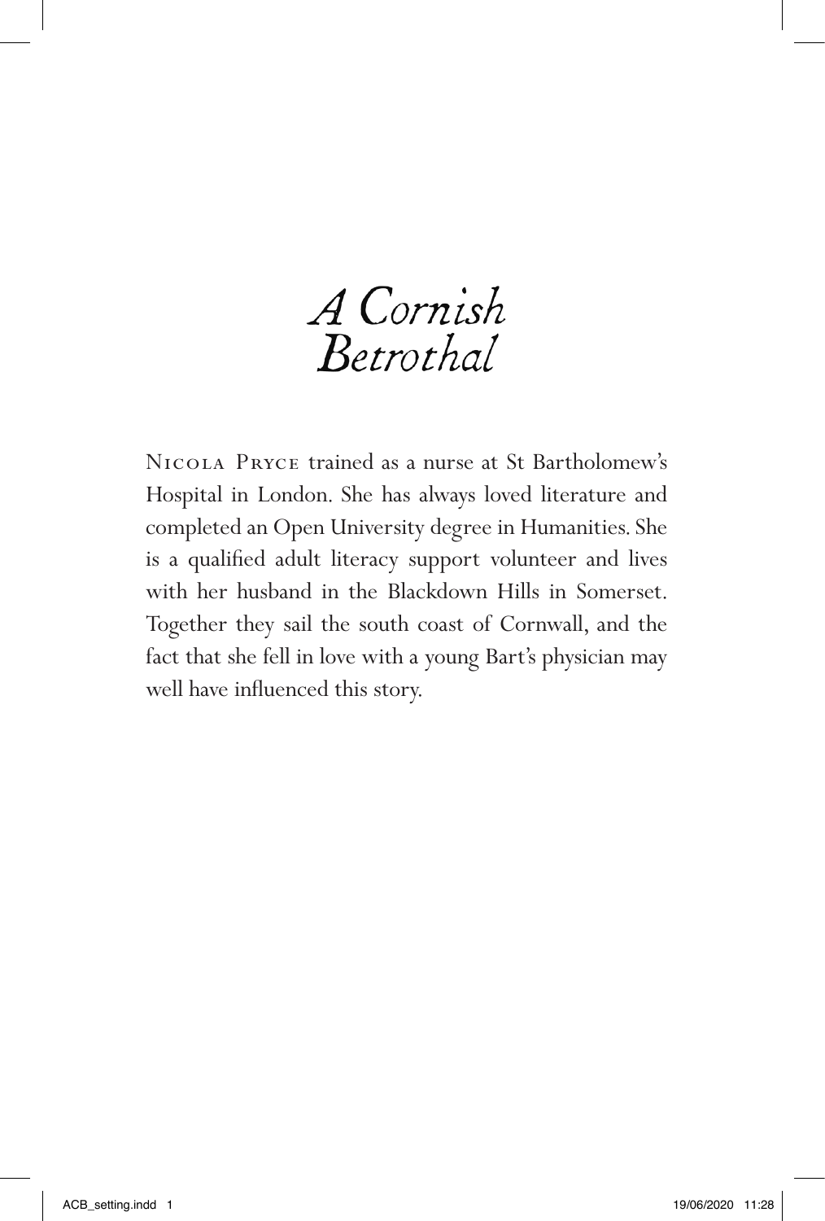# *A Cornish Betrothal*

Nicola Pryce trained as a nurse at St Bartholomew's Hospital in London. She has always loved literature and completed an Open University degree in Humanities. She is a qualified adult literacy support volunteer and lives with her husband in the Blackdown Hills in Somerset. Together they sail the south coast of Cornwall, and the fact that she fell in love with a young Bart's physician may well have influenced this story.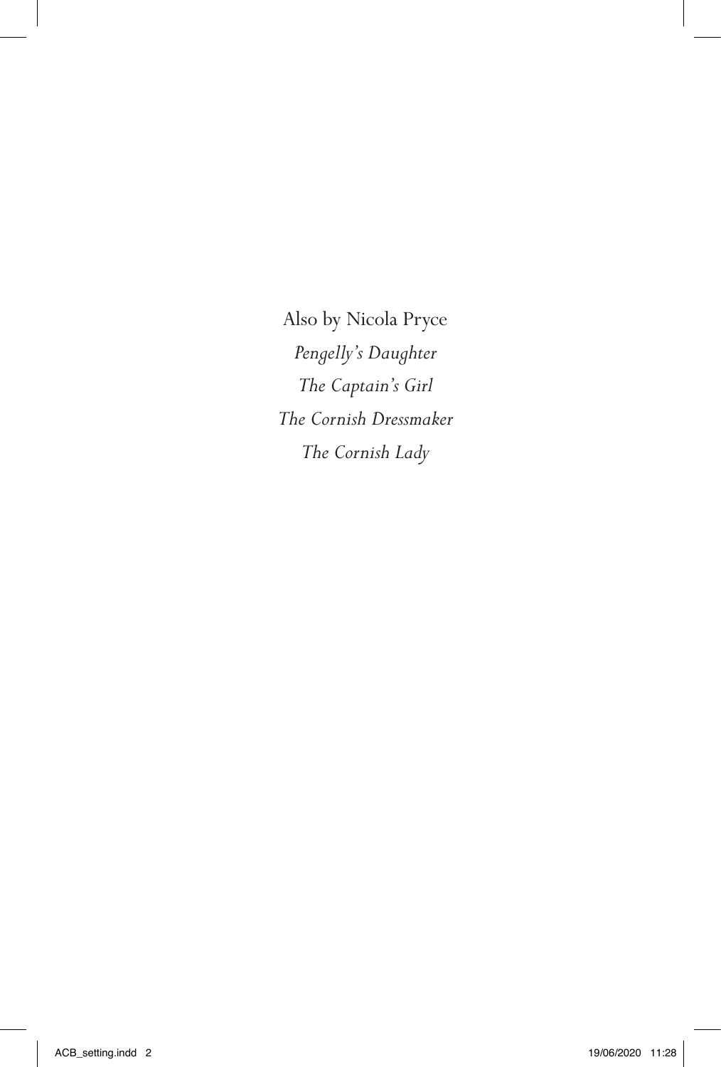Also by Nicola Pryce

*Pengelly's Daughter*

*The Captain's Girl*

*The Cornish Dressmaker*

*The Cornish Lady*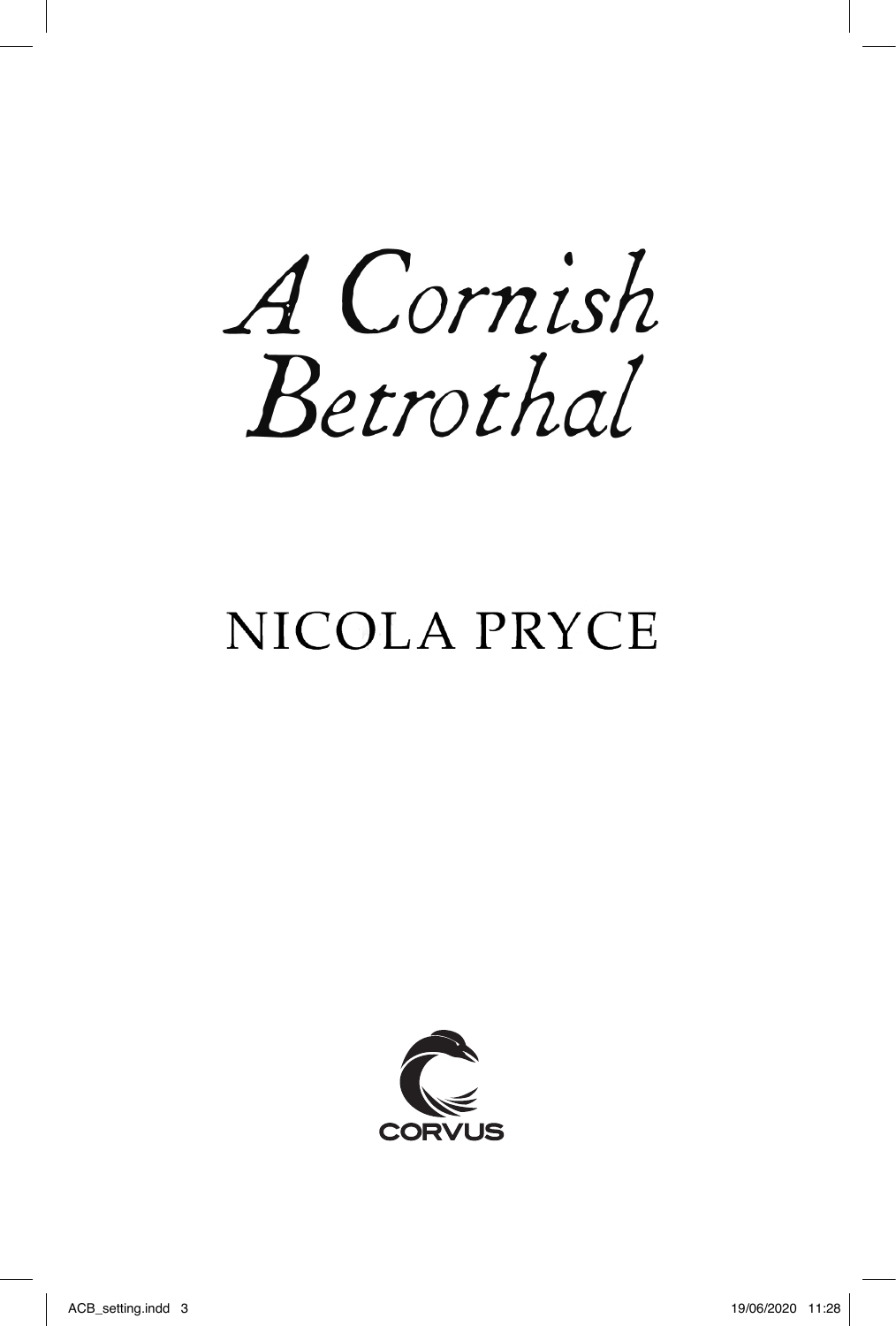# A Cornish Betrothal

## NICOLA PRYCE

CORVUS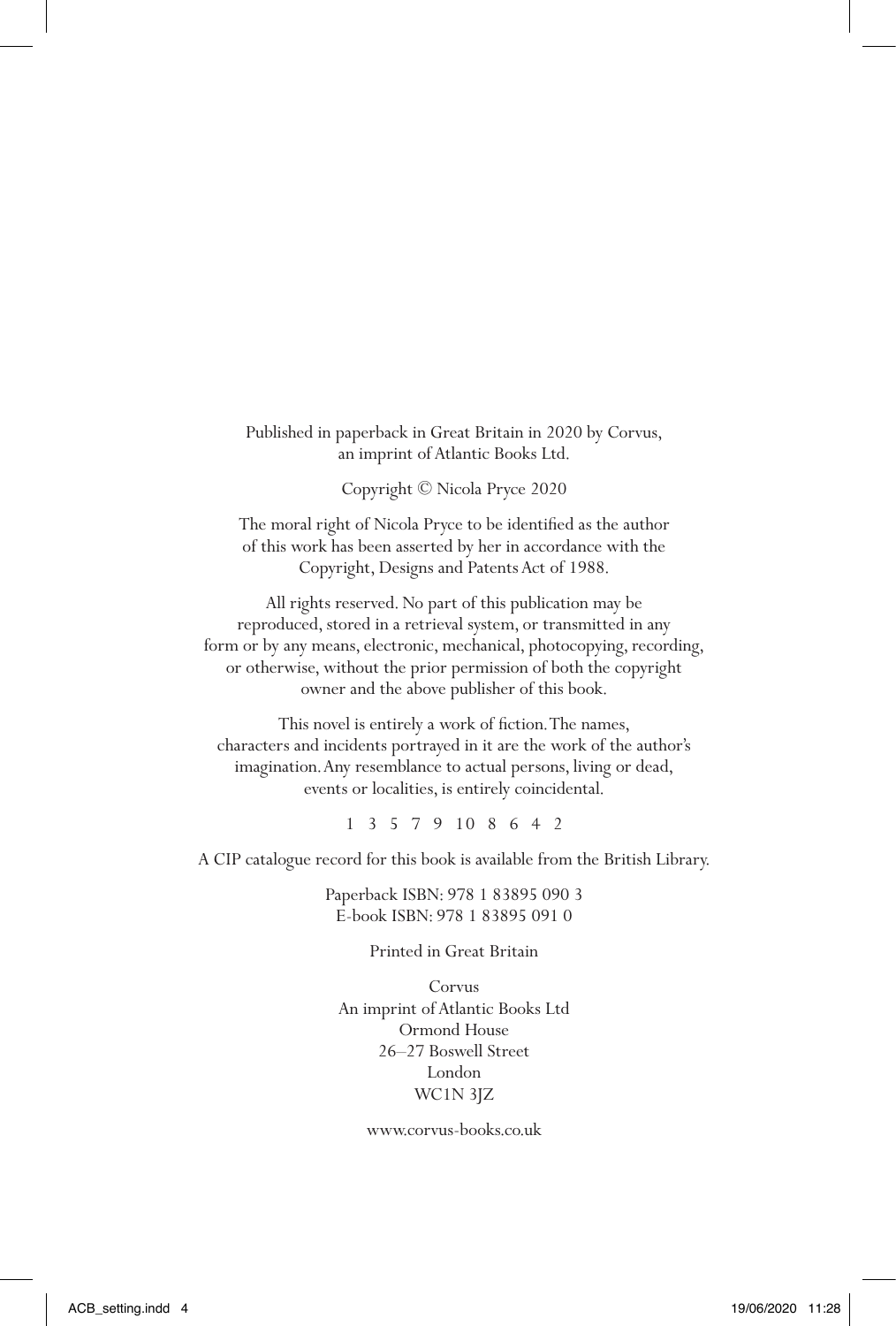Published in paperback in Great Britain in 2020 by Corvus, an imprint of Atlantic Books Ltd.

Copyright © Nicola Pryce 2020

The moral right of Nicola Pryce to be identified as the author of this work has been asserted by her in accordance with the Copyright, Designs and Patents Act of 1988.

All rights reserved. No part of this publication may be reproduced, stored in a retrieval system, or transmitted in any form or by any means, electronic, mechanical, photocopying, recording, or otherwise, without the prior permission of both the copyright owner and the above publisher of this book.

This novel is entirely a work of fiction. The names, characters and incidents portrayed in it are the work of the author's imagination. Any resemblance to actual persons, living or dead, events or localities, is entirely coincidental.

1 3 5 7 9 10 8 6 4 2

A CIP catalogue record for this book is available from the British Library.

Paperback ISBN: 978 1 83895 090 3
E-book ISBN: 978 1 83895 091 0

Printed in Great Britain

Corvus
An imprint of Atlantic Books Ltd
Ormond House
26–27 Boswell Street
London
WC1N 3JZ

www.corvus-books.co.uk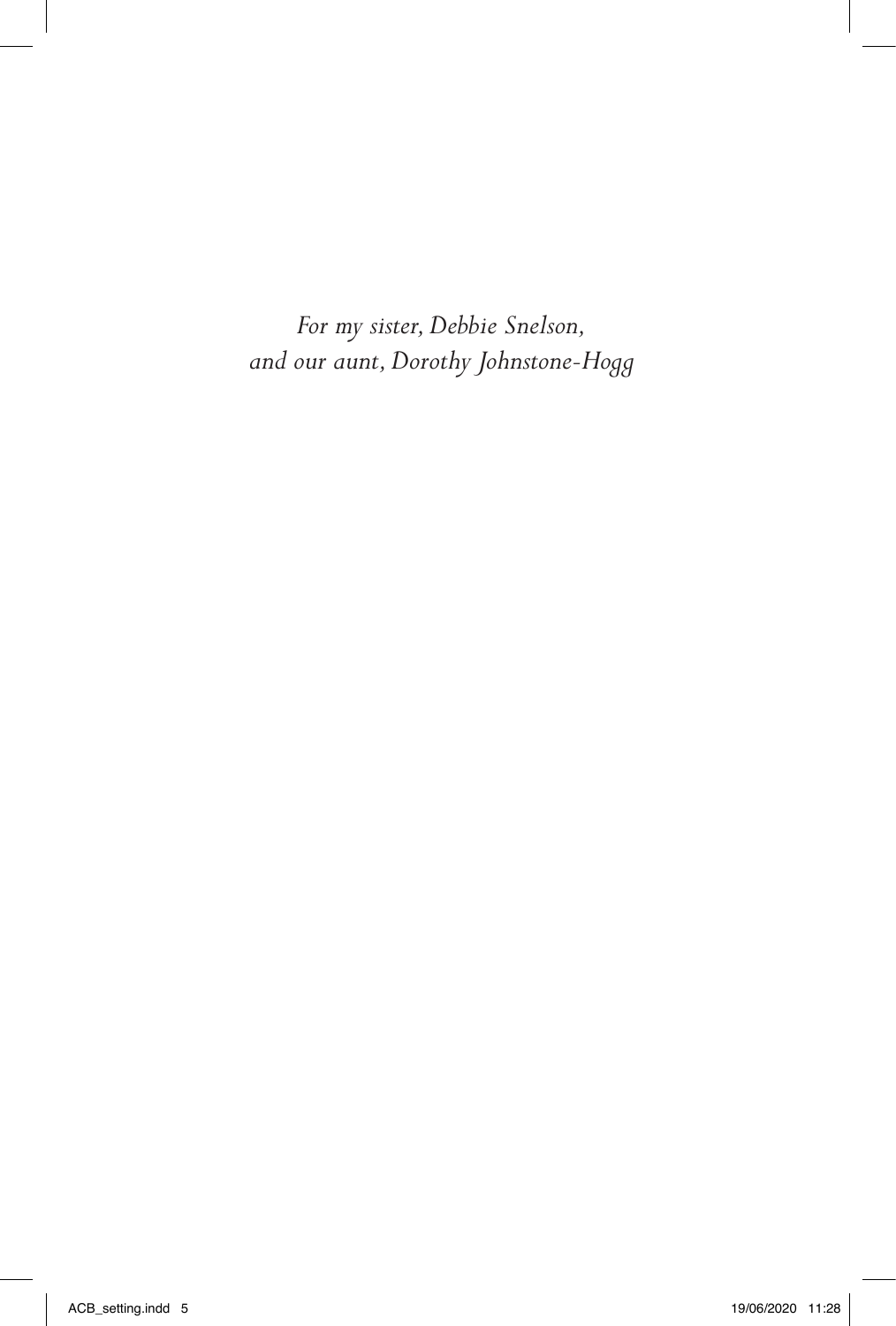*For my sister, Debbie Snelson,*
*and our aunt, Dorothy Johnstone-Hogg*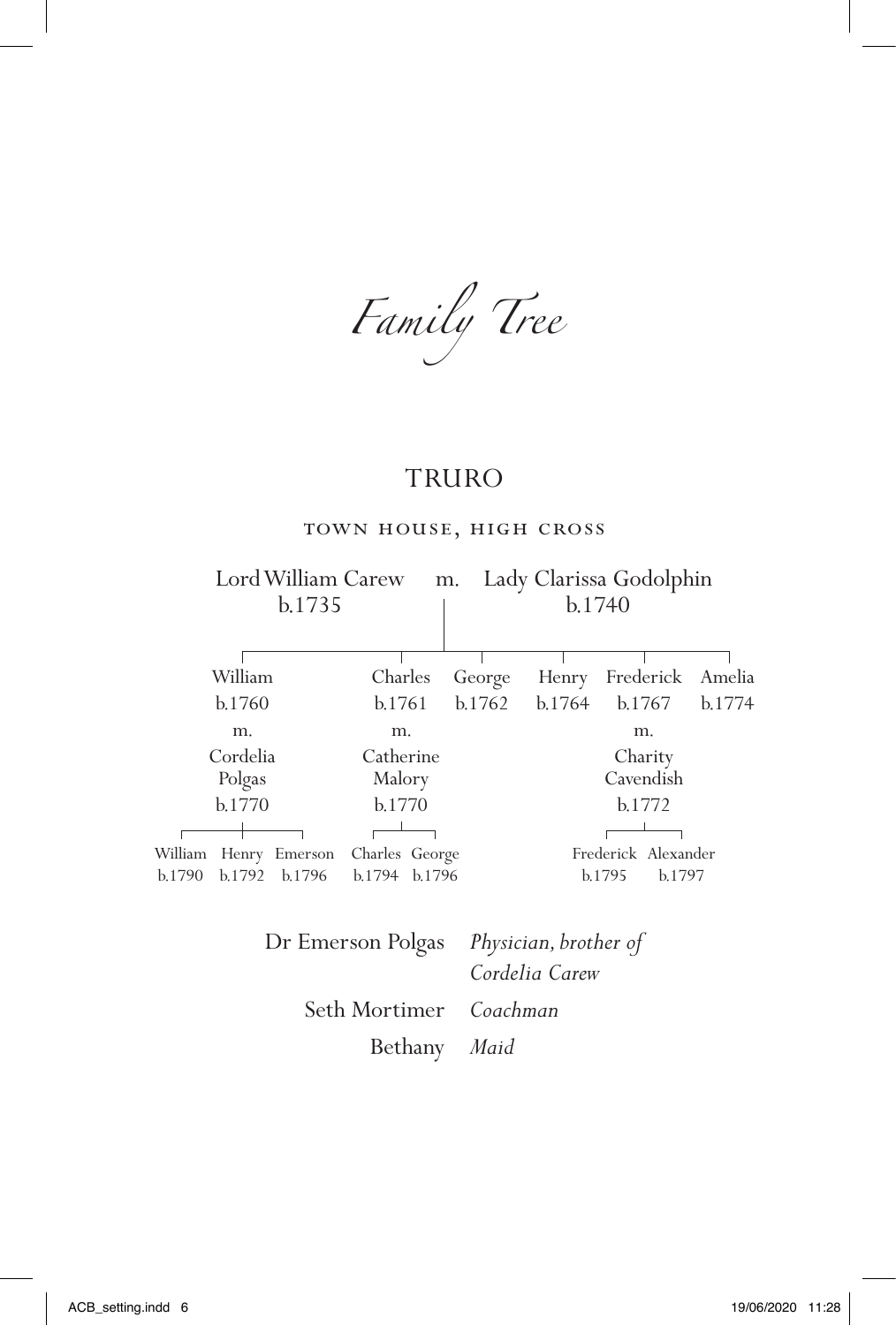# Family Tree

## TRURO

### TOWN HOUSE, HIGH CROSS

Lord William Carew b.1735 m. Lady Clarissa Godolphin b.1740

- William b.1760 m. Cordelia Polgas b.1770
  - William b.1790
  - Henry b.1792
  - Emerson b.1796
- Charles b.1761 m. Catherine Malory b.1770
  - Charles b.1794
  - George b.1796
- George b.1762
- Henry b.1764
- Frederick b.1767 m. Charity Cavendish b.1772
  - Frederick b.1795
  - Alexander b.1797
- Amelia b.1774

| | |
|---|---|
| Dr Emerson Polgas | *Physician, brother of Cordelia Carew* |
| Seth Mortimer | *Coachman* |
| Bethany | *Maid* |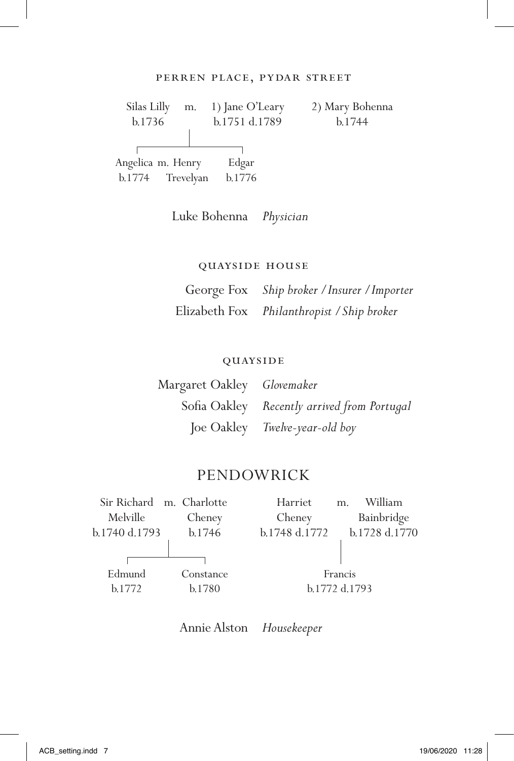### Perren Place, Pydar Street

Silas Lilly m. 1) Jane O'Leary 2) Mary Bohenna
b.1736 b.1751 d.1789 b.1744

Angelica m. Henry Trevelyan — b.1774
Edgar — b.1776

Luke Bohenna *Physician*

### Quayside House

George Fox *Ship broker / Insurer / Importer*
Elizabeth Fox *Philanthropist / Ship broker*

### Quayside

Margaret Oakley *Glovemaker*
Sofia Oakley *Recently arrived from Portugal*
Joe Oakley *Twelve-year-old boy*

## PENDOWRICK

Sir Richard Melville m. Charlotte Cheney
b.1740 d.1793 b.1746

Edmund — b.1772
Constance — b.1780

Harriet Cheney m. William Bainbridge
b.1748 d.1772 b.1728 d.1770

Francis — b.1772 d.1793

Annie Alston *Housekeeper*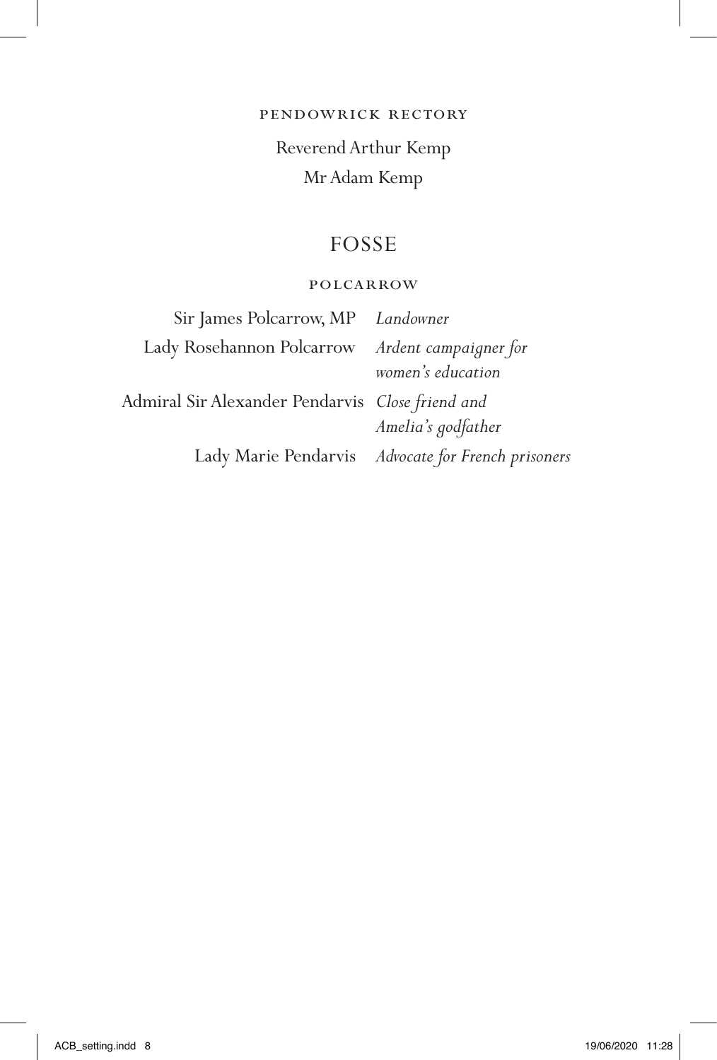PENDOWRICK RECTORY

Reverend Arthur Kemp

Mr Adam Kemp

## FOSSE

POLCARROW

| | |
|---|---|
| Sir James Polcarrow, MP | *Landowner* |
| Lady Rosehannon Polcarrow | *Ardent campaigner for women's education* |
| Admiral Sir Alexander Pendarvis | *Close friend and Amelia's godfather* |
| Lady Marie Pendarvis | *Advocate for French prisoners* |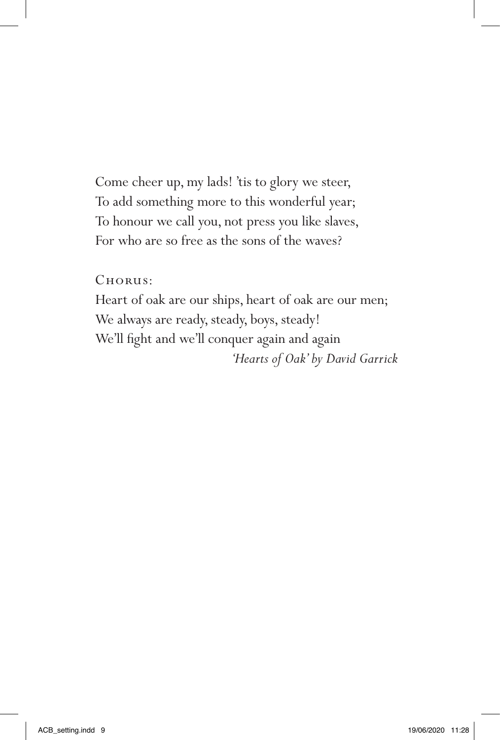Come cheer up, my lads! 'tis to glory we steer,
To add something more to this wonderful year;
To honour we call you, not press you like slaves,
For who are so free as the sons of the waves?

Chorus:
Heart of oak are our ships, heart of oak are our men;
We always are ready, steady, boys, steady!
We'll fight and we'll conquer again and again

*'Hearts of Oak' by David Garrick*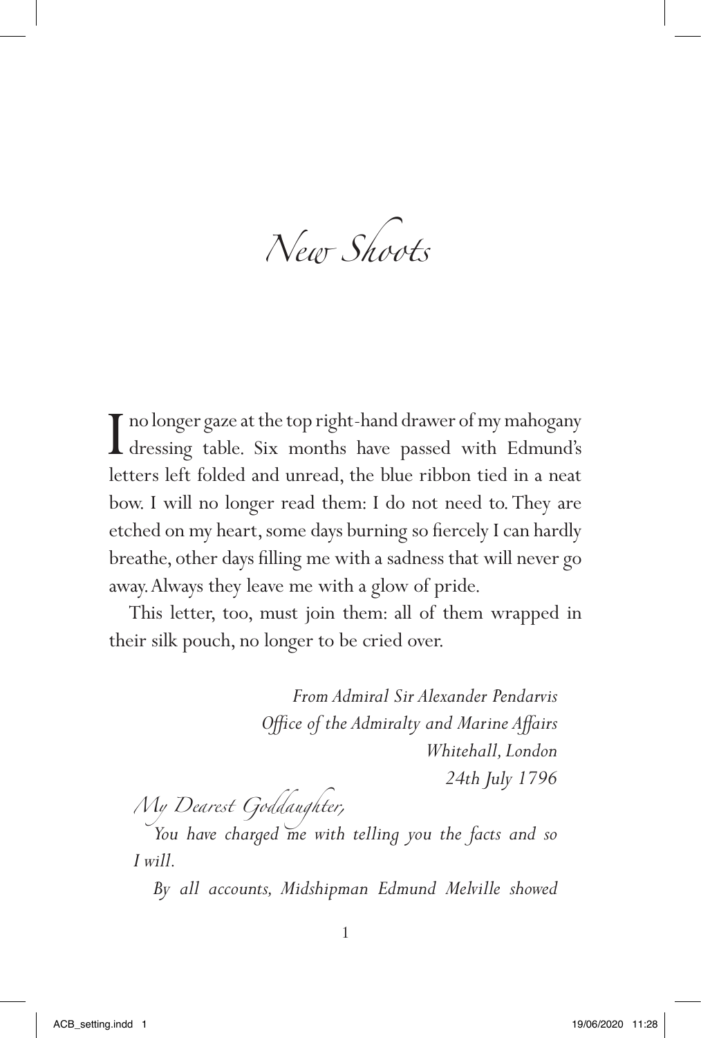# *New Shoots*

I no longer gaze at the top right-hand drawer of my mahogany dressing table. Six months have passed with Edmund's letters left folded and unread, the blue ribbon tied in a neat bow. I will no longer read them: I do not need to. They are etched on my heart, some days burning so fiercely I can hardly breathe, other days filling me with a sadness that will never go away. Always they leave me with a glow of pride.

This letter, too, must join them: all of them wrapped in their silk pouch, no longer to be cried over.

*From Admiral Sir Alexander Pendarvis*
*Office of the Admiralty and Marine Affairs*
*Whitehall, London*
*24th July 1796*

*My Dearest Goddaughter,*

*You have charged me with telling you the facts and so I will.*

*By all accounts, Midshipman Edmund Melville showed*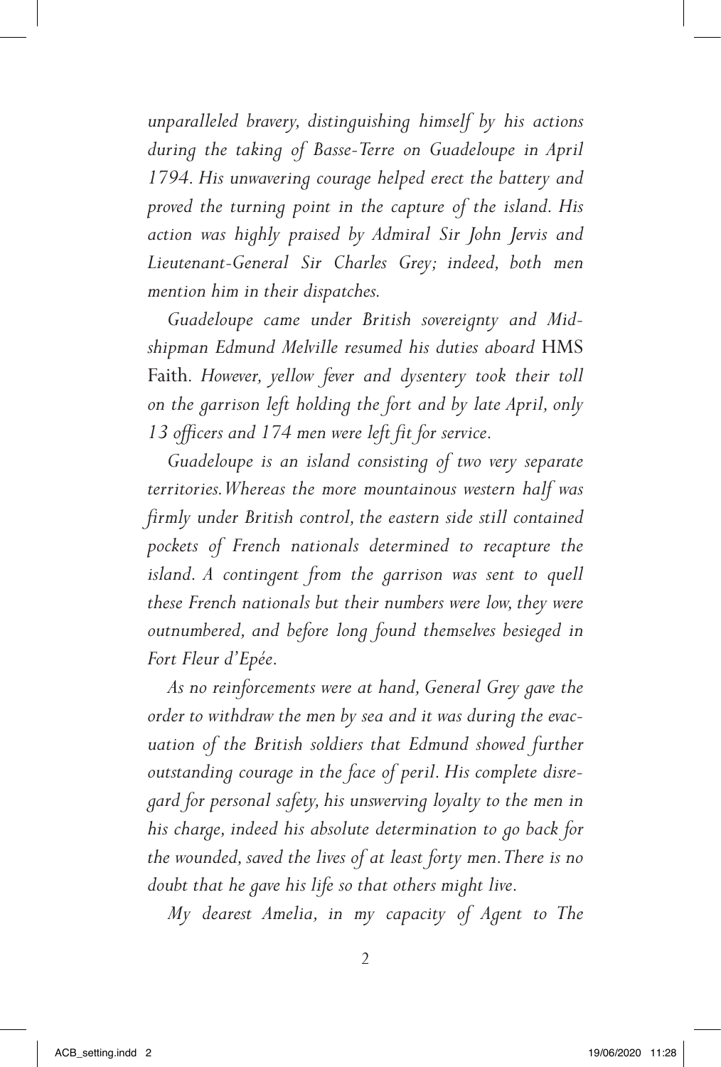*unparalleled bravery, distinguishing himself by his actions during the taking of Basse-Terre on Guadeloupe in April 1794. His unwavering courage helped erect the battery and proved the turning point in the capture of the island. His action was highly praised by Admiral Sir John Jervis and Lieutenant-General Sir Charles Grey; indeed, both men mention him in their dispatches.*

*Guadeloupe came under British sovereignty and Midshipman Edmund Melville resumed his duties aboard* HMS Faith. *However, yellow fever and dysentery took their toll on the garrison left holding the fort and by late April, only 13 officers and 174 men were left fit for service.*

*Guadeloupe is an island consisting of two very separate territories. Whereas the more mountainous western half was firmly under British control, the eastern side still contained pockets of French nationals determined to recapture the island. A contingent from the garrison was sent to quell these French nationals but their numbers were low, they were outnumbered, and before long found themselves besieged in Fort Fleur d'Epée.*

*As no reinforcements were at hand, General Grey gave the order to withdraw the men by sea and it was during the evacuation of the British soldiers that Edmund showed further outstanding courage in the face of peril. His complete disregard for personal safety, his unswerving loyalty to the men in his charge, indeed his absolute determination to go back for the wounded, saved the lives of at least forty men. There is no doubt that he gave his life so that others might live.*

*My dearest Amelia, in my capacity of Agent to The*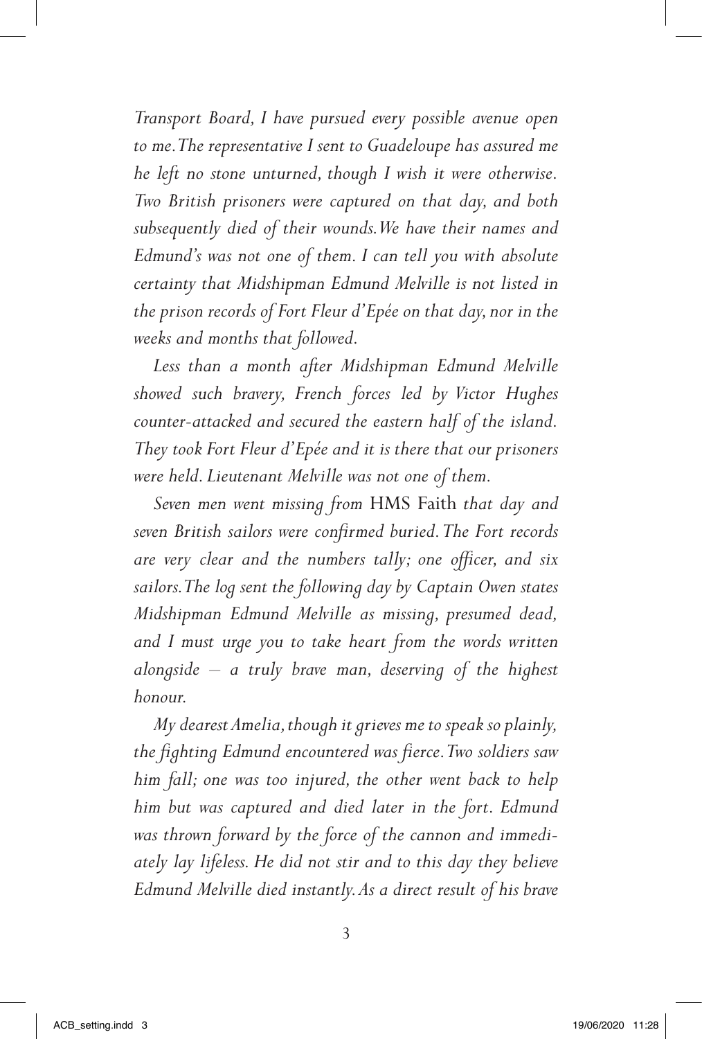*Transport Board, I have pursued every possible avenue open to me. The representative I sent to Guadeloupe has assured me he left no stone unturned, though I wish it were otherwise. Two British prisoners were captured on that day, and both subsequently died of their wounds. We have their names and Edmund's was not one of them. I can tell you with absolute certainty that Midshipman Edmund Melville is not listed in the prison records of Fort Fleur d'Epée on that day, nor in the weeks and months that followed.*

*Less than a month after Midshipman Edmund Melville showed such bravery, French forces led by Victor Hughes counter-attacked and secured the eastern half of the island. They took Fort Fleur d'Epée and it is there that our prisoners were held. Lieutenant Melville was not one of them.*

*Seven men went missing from* HMS Faith *that day and seven British sailors were confirmed buried. The Fort records are very clear and the numbers tally; one officer, and six sailors. The log sent the following day by Captain Owen states Midshipman Edmund Melville as missing, presumed dead, and I must urge you to take heart from the words written alongside – a truly brave man, deserving of the highest honour.*

*My dearest Amelia, though it grieves me to speak so plainly, the fighting Edmund encountered was fierce. Two soldiers saw him fall; one was too injured, the other went back to help him but was captured and died later in the fort. Edmund was thrown forward by the force of the cannon and immediately lay lifeless. He did not stir and to this day they believe Edmund Melville died instantly. As a direct result of his brave*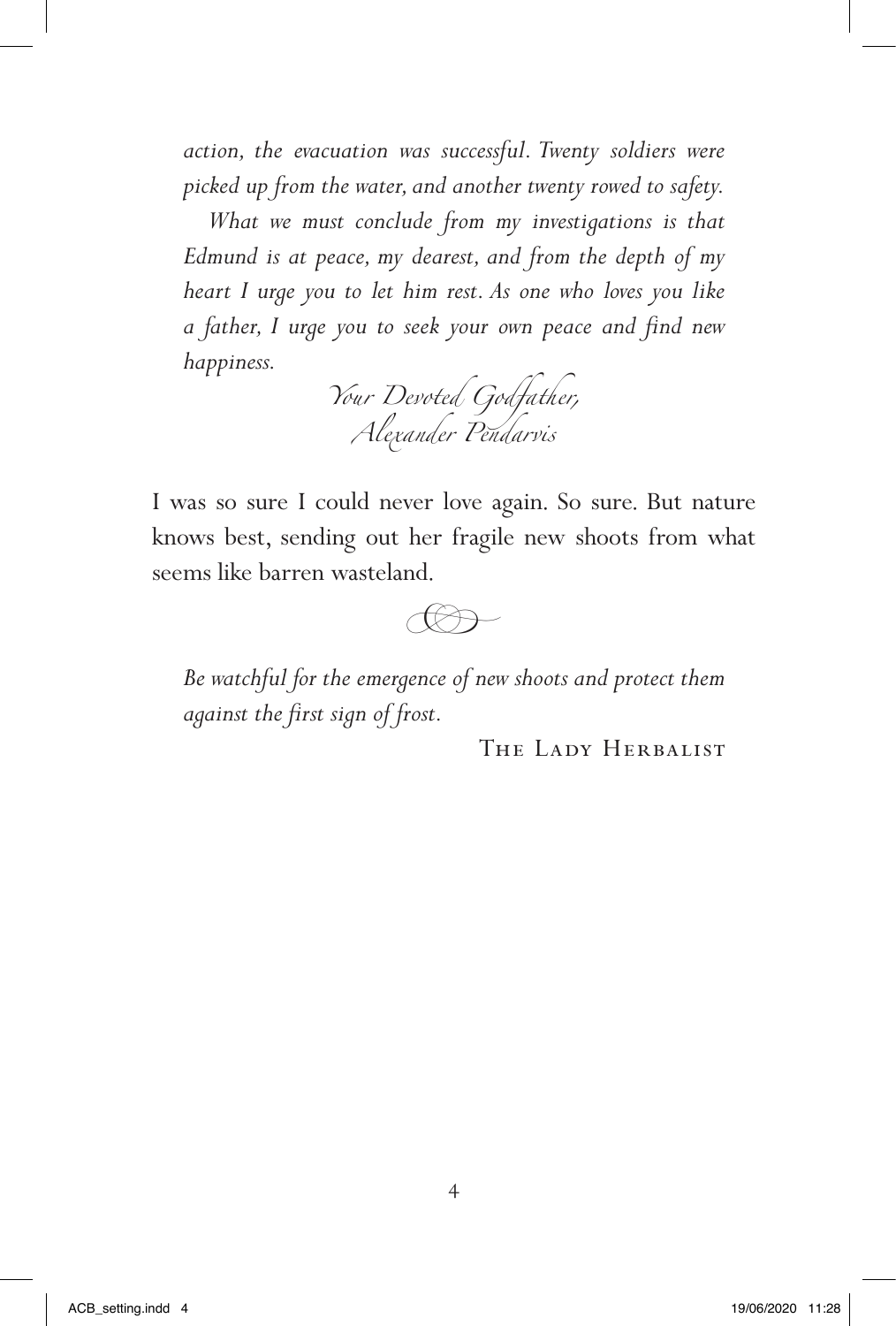*action, the evacuation was successful. Twenty soldiers were picked up from the water, and another twenty rowed to safety.*

*What we must conclude from my investigations is that Edmund is at peace, my dearest, and from the depth of my heart I urge you to let him rest. As one who loves you like a father, I urge you to seek your own peace and find new happiness.*

*Your Devoted Godfather,*
*Alexander Pendarvis*

I was so sure I could never love again. So sure. But nature knows best, sending out her fragile new shoots from what seems like barren wasteland.

*Be watchful for the emergence of new shoots and protect them against the first sign of frost.*

The Lady Herbalist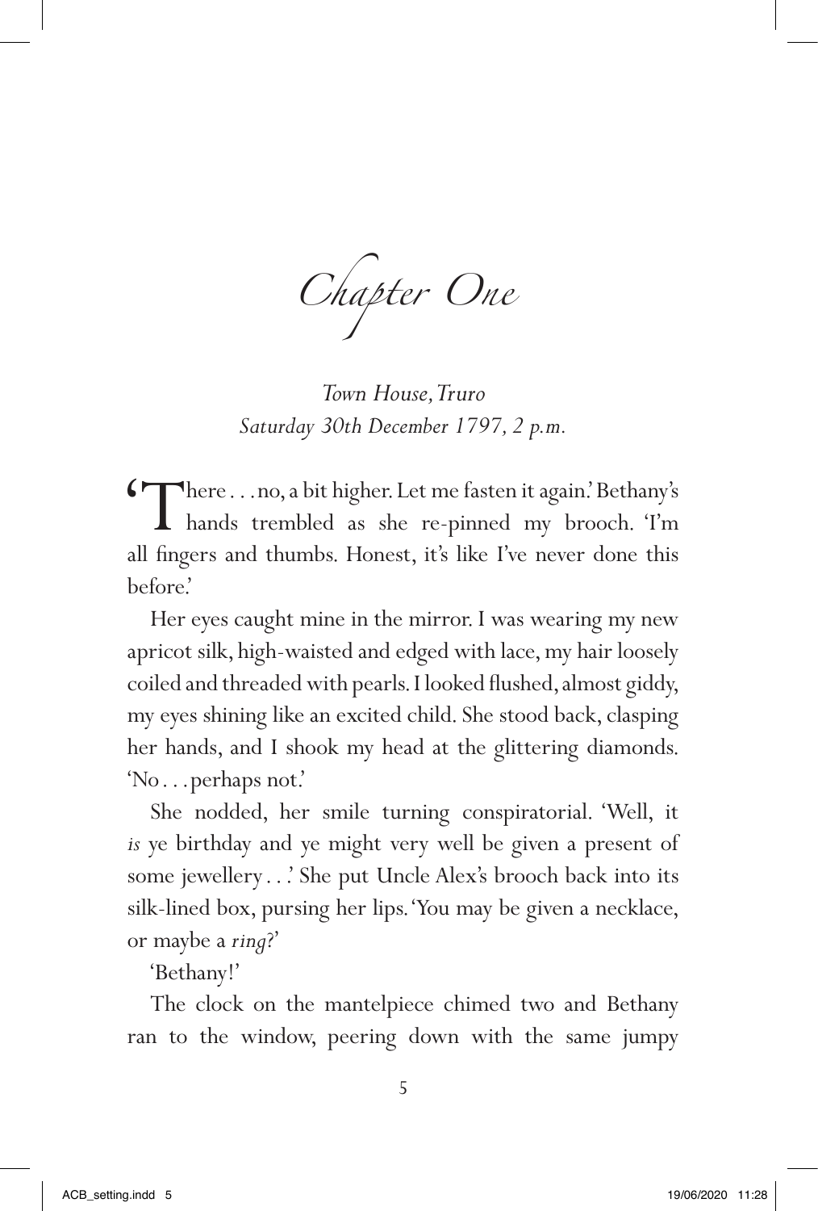# Chapter One

*Town House, Truro*
*Saturday 30th December 1797, 2 p.m.*

'There . . . no, a bit higher. Let me fasten it again.' Bethany's hands trembled as she re-pinned my brooch. 'I'm all fingers and thumbs. Honest, it's like I've never done this before.'

Her eyes caught mine in the mirror. I was wearing my new apricot silk, high-waisted and edged with lace, my hair loosely coiled and threaded with pearls. I looked flushed, almost giddy, my eyes shining like an excited child. She stood back, clasping her hands, and I shook my head at the glittering diamonds. 'No . . . perhaps not.'

She nodded, her smile turning conspiratorial. 'Well, it *is* ye birthday and ye might very well be given a present of some jewellery . . .' She put Uncle Alex's brooch back into its silk-lined box, pursing her lips. 'You may be given a necklace, or maybe a *ring*?'

'Bethany!'

The clock on the mantelpiece chimed two and Bethany ran to the window, peering down with the same jumpy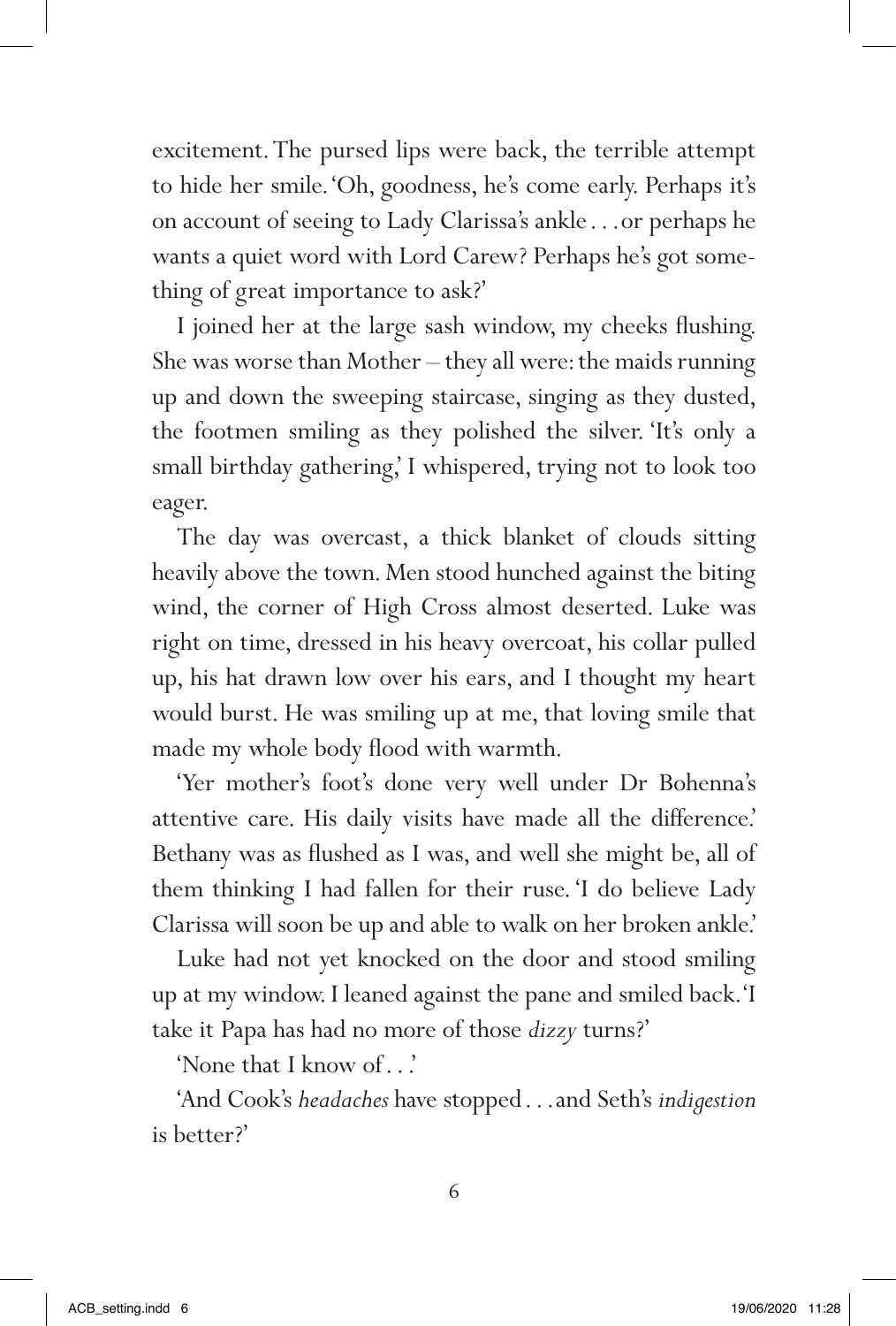excitement. The pursed lips were back, the terrible attempt to hide her smile. 'Oh, goodness, he's come early. Perhaps it's on account of seeing to Lady Clarissa's ankle . . . or perhaps he wants a quiet word with Lord Carew? Perhaps he's got something of great importance to ask?'

I joined her at the large sash window, my cheeks flushing. She was worse than Mother – they all were: the maids running up and down the sweeping staircase, singing as they dusted, the footmen smiling as they polished the silver. 'It's only a small birthday gathering,' I whispered, trying not to look too eager.

The day was overcast, a thick blanket of clouds sitting heavily above the town. Men stood hunched against the biting wind, the corner of High Cross almost deserted. Luke was right on time, dressed in his heavy overcoat, his collar pulled up, his hat drawn low over his ears, and I thought my heart would burst. He was smiling up at me, that loving smile that made my whole body flood with warmth.

'Yer mother's foot's done very well under Dr Bohenna's attentive care. His daily visits have made all the difference.' Bethany was as flushed as I was, and well she might be, all of them thinking I had fallen for their ruse. 'I do believe Lady Clarissa will soon be up and able to walk on her broken ankle.'

Luke had not yet knocked on the door and stood smiling up at my window. I leaned against the pane and smiled back. 'I take it Papa has had no more of those *dizzy* turns?'

'None that I know of . . .'

'And Cook's *headaches* have stopped . . . and Seth's *indigestion* is better?'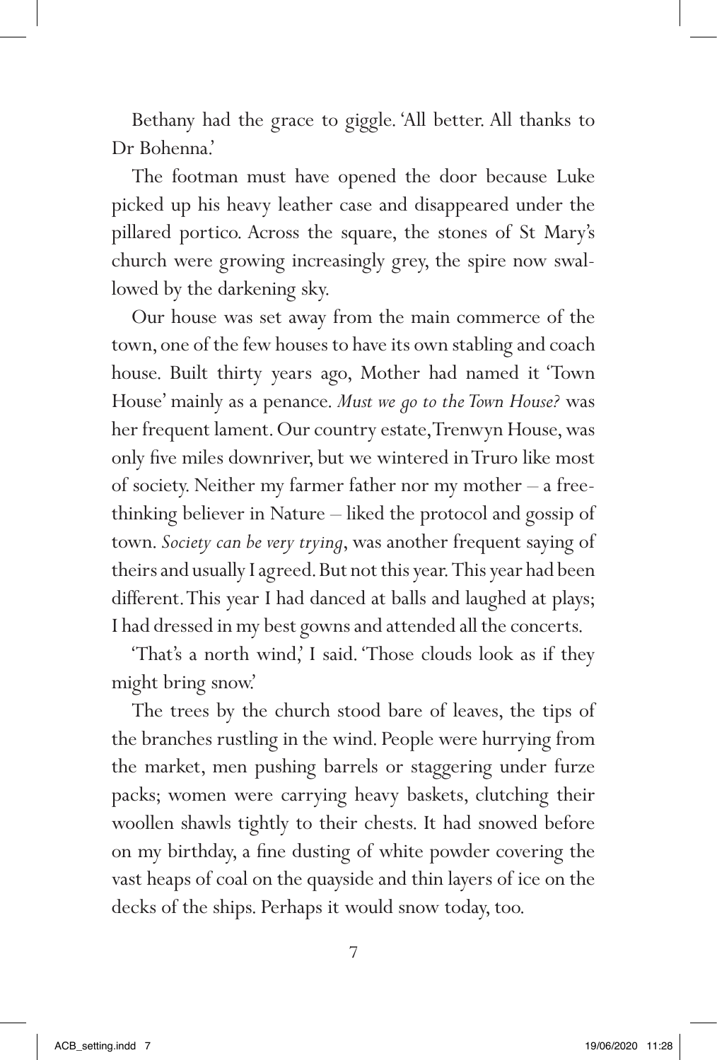Bethany had the grace to giggle. 'All better. All thanks to Dr Bohenna.'

The footman must have opened the door because Luke picked up his heavy leather case and disappeared under the pillared portico. Across the square, the stones of St Mary's church were growing increasingly grey, the spire now swallowed by the darkening sky.

Our house was set away from the main commerce of the town, one of the few houses to have its own stabling and coach house. Built thirty years ago, Mother had named it 'Town House' mainly as a penance. *Must we go to the Town House?* was her frequent lament. Our country estate, Trenwyn House, was only five miles downriver, but we wintered in Truro like most of society. Neither my farmer father nor my mother – a free-thinking believer in Nature – liked the protocol and gossip of town. *Society can be very trying*, was another frequent saying of theirs and usually I agreed. But not this year. This year had been different. This year I had danced at balls and laughed at plays; I had dressed in my best gowns and attended all the concerts.

'That's a north wind,' I said. 'Those clouds look as if they might bring snow.'

The trees by the church stood bare of leaves, the tips of the branches rustling in the wind. People were hurrying from the market, men pushing barrels or staggering under furze packs; women were carrying heavy baskets, clutching their woollen shawls tightly to their chests. It had snowed before on my birthday, a fine dusting of white powder covering the vast heaps of coal on the quayside and thin layers of ice on the decks of the ships. Perhaps it would snow today, too.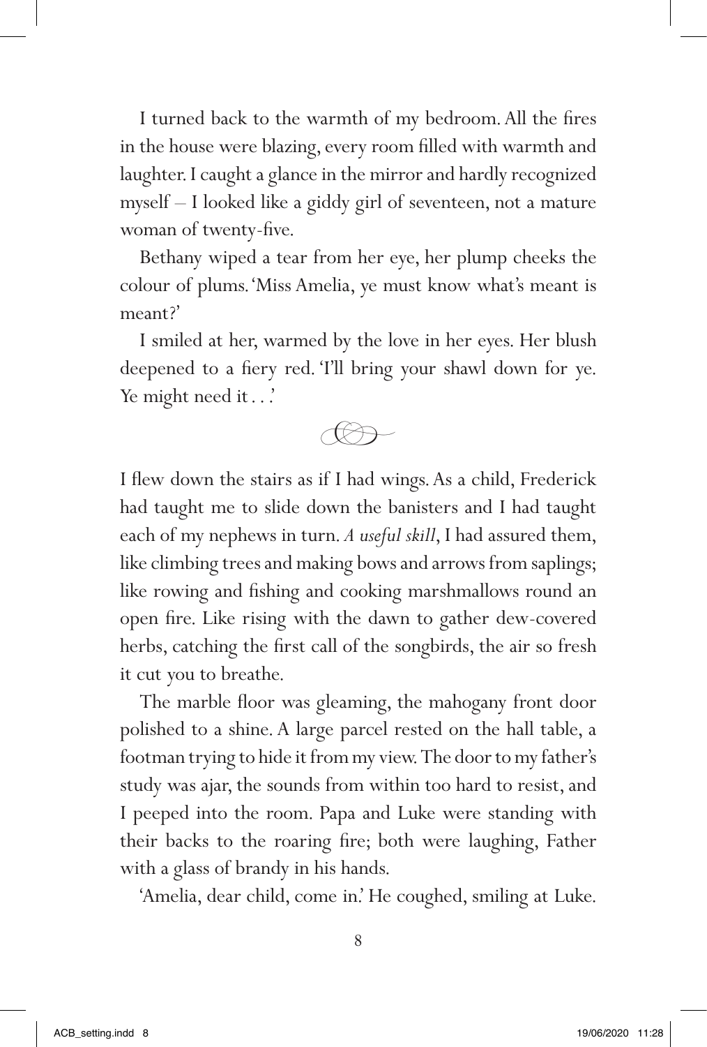I turned back to the warmth of my bedroom. All the fires in the house were blazing, every room filled with warmth and laughter. I caught a glance in the mirror and hardly recognized myself – I looked like a giddy girl of seventeen, not a mature woman of twenty-five.

Bethany wiped a tear from her eye, her plump cheeks the colour of plums. 'Miss Amelia, ye must know what's meant is meant?'

I smiled at her, warmed by the love in her eyes. Her blush deepened to a fiery red. 'I'll bring your shawl down for ye. Ye might need it . . .'

I flew down the stairs as if I had wings. As a child, Frederick had taught me to slide down the banisters and I had taught each of my nephews in turn. *A useful skill*, I had assured them, like climbing trees and making bows and arrows from saplings; like rowing and fishing and cooking marshmallows round an open fire. Like rising with the dawn to gather dew-covered herbs, catching the first call of the songbirds, the air so fresh it cut you to breathe.

The marble floor was gleaming, the mahogany front door polished to a shine. A large parcel rested on the hall table, a footman trying to hide it from my view. The door to my father's study was ajar, the sounds from within too hard to resist, and I peeped into the room. Papa and Luke were standing with their backs to the roaring fire; both were laughing, Father with a glass of brandy in his hands.

'Amelia, dear child, come in.' He coughed, smiling at Luke.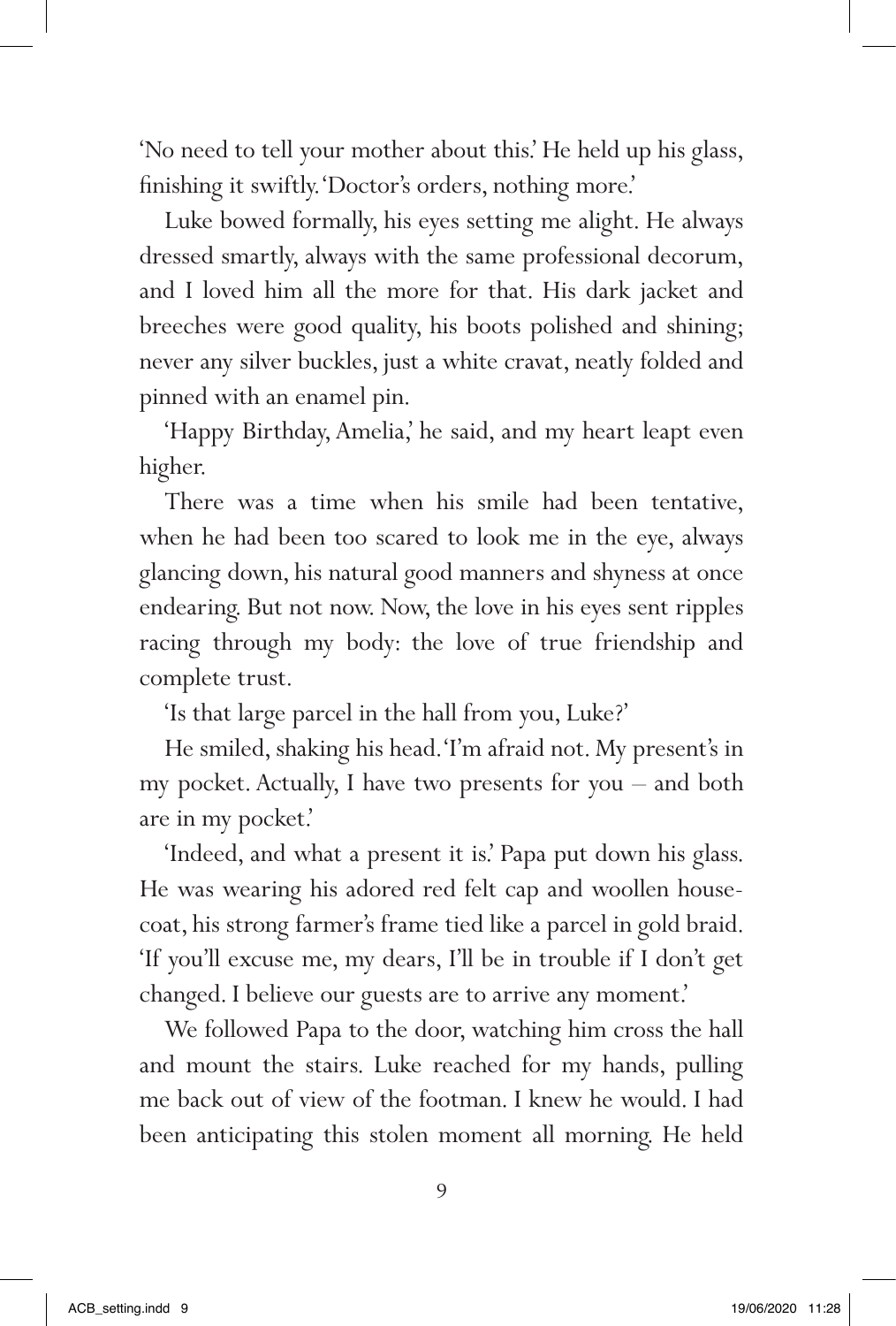'No need to tell your mother about this.' He held up his glass, finishing it swiftly. 'Doctor's orders, nothing more.'

Luke bowed formally, his eyes setting me alight. He always dressed smartly, always with the same professional decorum, and I loved him all the more for that. His dark jacket and breeches were good quality, his boots polished and shining; never any silver buckles, just a white cravat, neatly folded and pinned with an enamel pin.

'Happy Birthday, Amelia,' he said, and my heart leapt even higher.

There was a time when his smile had been tentative, when he had been too scared to look me in the eye, always glancing down, his natural good manners and shyness at once endearing. But not now. Now, the love in his eyes sent ripples racing through my body: the love of true friendship and complete trust.

'Is that large parcel in the hall from you, Luke?'

He smiled, shaking his head. 'I'm afraid not. My present's in my pocket. Actually, I have two presents for you – and both are in my pocket.'

'Indeed, and what a present it is.' Papa put down his glass. He was wearing his adored red felt cap and woollen house-coat, his strong farmer's frame tied like a parcel in gold braid. 'If you'll excuse me, my dears, I'll be in trouble if I don't get changed. I believe our guests are to arrive any moment.'

We followed Papa to the door, watching him cross the hall and mount the stairs. Luke reached for my hands, pulling me back out of view of the footman. I knew he would. I had been anticipating this stolen moment all morning. He held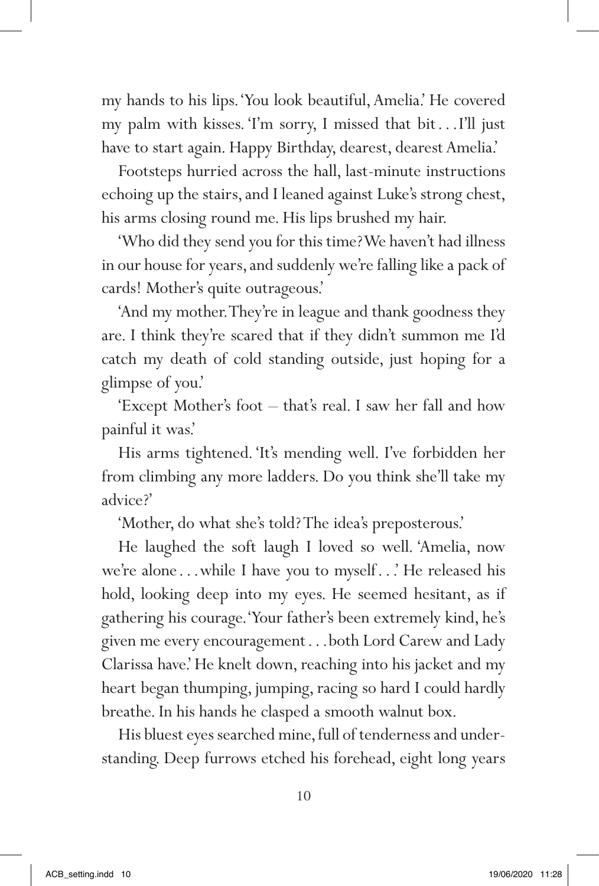my hands to his lips. 'You look beautiful, Amelia.' He covered my palm with kisses. 'I'm sorry, I missed that bit . . . I'll just have to start again. Happy Birthday, dearest, dearest Amelia.'

Footsteps hurried across the hall, last-minute instructions echoing up the stairs, and I leaned against Luke's strong chest, his arms closing round me. His lips brushed my hair.

'Who did they send you for this time? We haven't had illness in our house for years, and suddenly we're falling like a pack of cards! Mother's quite outrageous.'

'And my mother. They're in league and thank goodness they are. I think they're scared that if they didn't summon me I'd catch my death of cold standing outside, just hoping for a glimpse of you.'

'Except Mother's foot – that's real. I saw her fall and how painful it was.'

His arms tightened. 'It's mending well. I've forbidden her from climbing any more ladders. Do you think she'll take my advice?'

'Mother, do what she's told? The idea's preposterous.'

He laughed the soft laugh I loved so well. 'Amelia, now we're alone . . . while I have you to myself . . .' He released his hold, looking deep into my eyes. He seemed hesitant, as if gathering his courage. 'Your father's been extremely kind, he's given me every encouragement . . . both Lord Carew and Lady Clarissa have.' He knelt down, reaching into his jacket and my heart began thumping, jumping, racing so hard I could hardly breathe. In his hands he clasped a smooth walnut box.

His bluest eyes searched mine, full of tenderness and understanding. Deep furrows etched his forehead, eight long years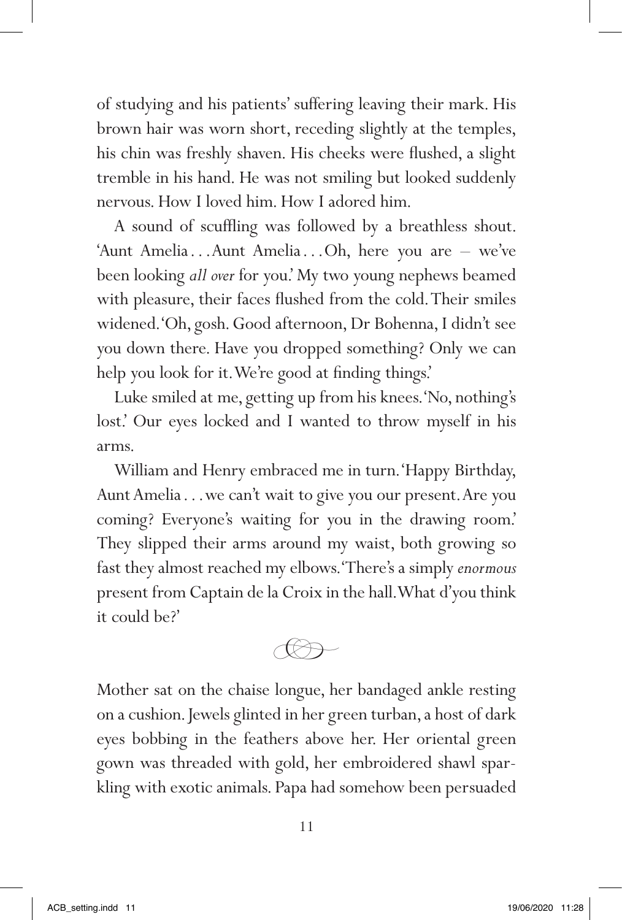of studying and his patients' suffering leaving their mark. His brown hair was worn short, receding slightly at the temples, his chin was freshly shaven. His cheeks were flushed, a slight tremble in his hand. He was not smiling but looked suddenly nervous. How I loved him. How I adored him.

A sound of scuffling was followed by a breathless shout. 'Aunt Amelia . . . Aunt Amelia . . . Oh, here you are – we've been looking *all over* for you.' My two young nephews beamed with pleasure, their faces flushed from the cold. Their smiles widened. 'Oh, gosh. Good afternoon, Dr Bohenna, I didn't see you down there. Have you dropped something? Only we can help you look for it. We're good at finding things.'

Luke smiled at me, getting up from his knees. 'No, nothing's lost.' Our eyes locked and I wanted to throw myself in his arms.

William and Henry embraced me in turn. 'Happy Birthday, Aunt Amelia . . . we can't wait to give you our present. Are you coming? Everyone's waiting for you in the drawing room.' They slipped their arms around my waist, both growing so fast they almost reached my elbows. 'There's a simply *enormous* present from Captain de la Croix in the hall. What d'you think it could be?'

Mother sat on the chaise longue, her bandaged ankle resting on a cushion. Jewels glinted in her green turban, a host of dark eyes bobbing in the feathers above her. Her oriental green gown was threaded with gold, her embroidered shawl sparkling with exotic animals. Papa had somehow been persuaded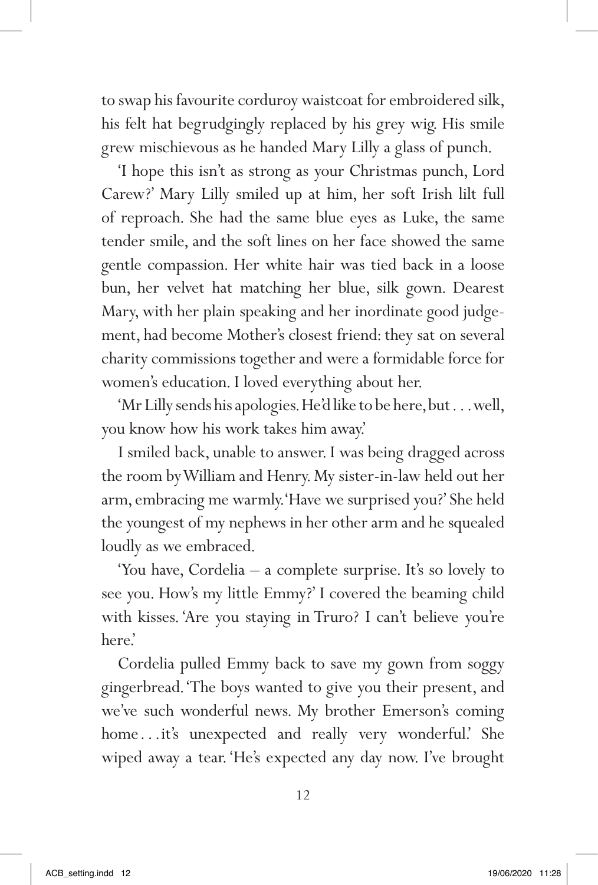to swap his favourite corduroy waistcoat for embroidered silk, his felt hat begrudgingly replaced by his grey wig. His smile grew mischievous as he handed Mary Lilly a glass of punch.

'I hope this isn't as strong as your Christmas punch, Lord Carew?' Mary Lilly smiled up at him, her soft Irish lilt full of reproach. She had the same blue eyes as Luke, the same tender smile, and the soft lines on her face showed the same gentle compassion. Her white hair was tied back in a loose bun, her velvet hat matching her blue, silk gown. Dearest Mary, with her plain speaking and her inordinate good judgement, had become Mother's closest friend: they sat on several charity commissions together and were a formidable force for women's education. I loved everything about her.

'Mr Lilly sends his apologies. He'd like to be here, but . . . well, you know how his work takes him away.'

I smiled back, unable to answer. I was being dragged across the room by William and Henry. My sister-in-law held out her arm, embracing me warmly. 'Have we surprised you?' She held the youngest of my nephews in her other arm and he squealed loudly as we embraced.

'You have, Cordelia – a complete surprise. It's so lovely to see you. How's my little Emmy?' I covered the beaming child with kisses. 'Are you staying in Truro? I can't believe you're here.'

Cordelia pulled Emmy back to save my gown from soggy gingerbread. 'The boys wanted to give you their present, and we've such wonderful news. My brother Emerson's coming home . . . it's unexpected and really very wonderful.' She wiped away a tear. 'He's expected any day now. I've brought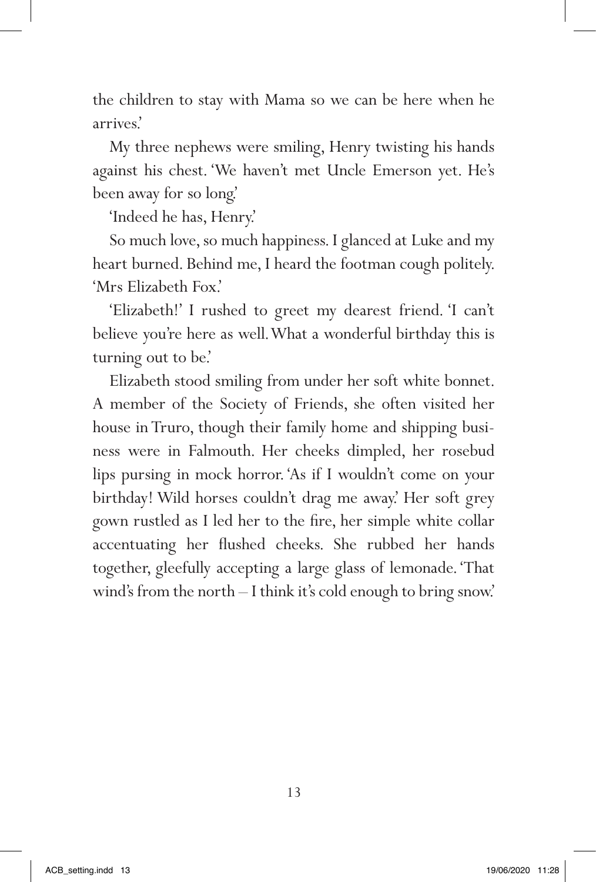the children to stay with Mama so we can be here when he arrives.'

My three nephews were smiling, Henry twisting his hands against his chest. 'We haven't met Uncle Emerson yet. He's been away for so long.'

'Indeed he has, Henry.'

So much love, so much happiness. I glanced at Luke and my heart burned. Behind me, I heard the footman cough politely. 'Mrs Elizabeth Fox.'

'Elizabeth!' I rushed to greet my dearest friend. 'I can't believe you're here as well. What a wonderful birthday this is turning out to be.'

Elizabeth stood smiling from under her soft white bonnet. A member of the Society of Friends, she often visited her house in Truro, though their family home and shipping business were in Falmouth. Her cheeks dimpled, her rosebud lips pursing in mock horror. 'As if I wouldn't come on your birthday! Wild horses couldn't drag me away.' Her soft grey gown rustled as I led her to the fire, her simple white collar accentuating her flushed cheeks. She rubbed her hands together, gleefully accepting a large glass of lemonade. 'That wind's from the north – I think it's cold enough to bring snow.'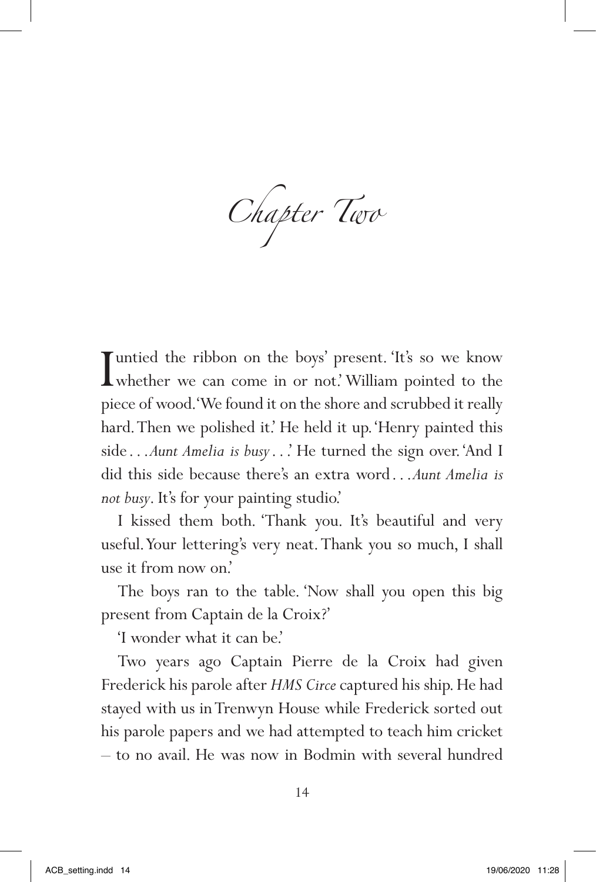# Chapter Two

I untied the ribbon on the boys' present. 'It's so we know whether we can come in or not.' William pointed to the piece of wood. 'We found it on the shore and scrubbed it really hard. Then we polished it.' He held it up. 'Henry painted this side . . . *Aunt Amelia is busy* . . .' He turned the sign over. 'And I did this side because there's an extra word . . . *Aunt Amelia is not busy*. It's for your painting studio.'

I kissed them both. 'Thank you. It's beautiful and very useful. Your lettering's very neat. Thank you so much, I shall use it from now on.'

The boys ran to the table. 'Now shall you open this big present from Captain de la Croix?'

'I wonder what it can be.'

Two years ago Captain Pierre de la Croix had given Frederick his parole after *HMS Circe* captured his ship. He had stayed with us in Trenwyn House while Frederick sorted out his parole papers and we had attempted to teach him cricket – to no avail. He was now in Bodmin with several hundred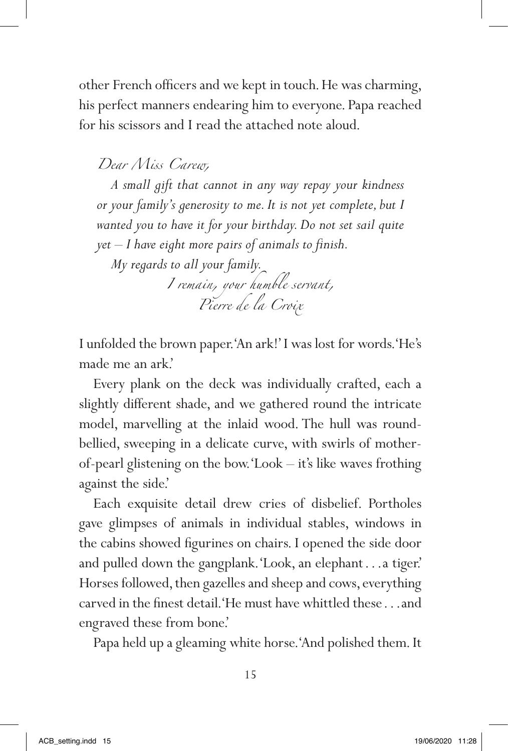other French officers and we kept in touch. He was charming, his perfect manners endearing him to everyone. Papa reached for his scissors and I read the attached note aloud.

*Dear Miss Carew,*

*A small gift that cannot in any way repay your kindness or your family's generosity to me. It is not yet complete, but I wanted you to have it for your birthday. Do not set sail quite yet – I have eight more pairs of animals to finish.*

*My regards to all your family.*

*I remain, your humble servant,*
*Pierre de la Croix*

I unfolded the brown paper. 'An ark!' I was lost for words. 'He's made me an ark.'

Every plank on the deck was individually crafted, each a slightly different shade, and we gathered round the intricate model, marvelling at the inlaid wood. The hull was round-bellied, sweeping in a delicate curve, with swirls of mother-of-pearl glistening on the bow. 'Look – it's like waves frothing against the side.'

Each exquisite detail drew cries of disbelief. Portholes gave glimpses of animals in individual stables, windows in the cabins showed figurines on chairs. I opened the side door and pulled down the gangplank. 'Look, an elephant . . . a tiger.' Horses followed, then gazelles and sheep and cows, everything carved in the finest detail. 'He must have whittled these . . . and engraved these from bone.'

Papa held up a gleaming white horse. 'And polished them. It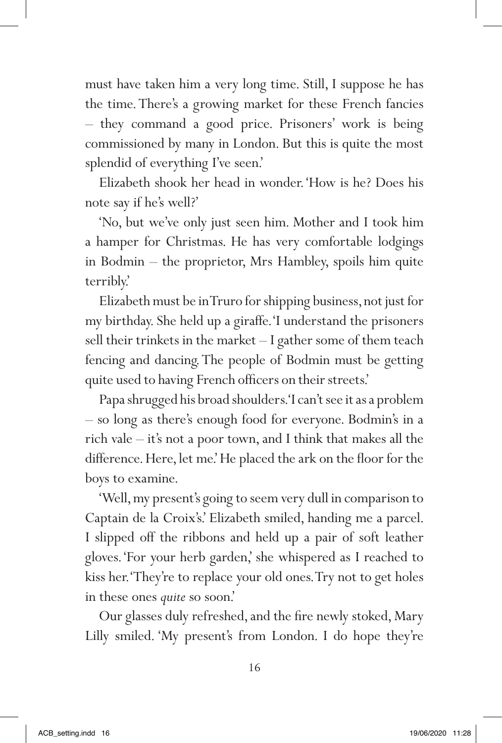must have taken him a very long time. Still, I suppose he has the time. There's a growing market for these French fancies – they command a good price. Prisoners' work is being commissioned by many in London. But this is quite the most splendid of everything I've seen.'

Elizabeth shook her head in wonder. 'How is he? Does his note say if he's well?'

'No, but we've only just seen him. Mother and I took him a hamper for Christmas. He has very comfortable lodgings in Bodmin – the proprietor, Mrs Hambley, spoils him quite terribly.'

Elizabeth must be in Truro for shipping business, not just for my birthday. She held up a giraffe. 'I understand the prisoners sell their trinkets in the market – I gather some of them teach fencing and dancing. The people of Bodmin must be getting quite used to having French officers on their streets.'

Papa shrugged his broad shoulders. 'I can't see it as a problem – so long as there's enough food for everyone. Bodmin's in a rich vale – it's not a poor town, and I think that makes all the difference. Here, let me.' He placed the ark on the floor for the boys to examine.

'Well, my present's going to seem very dull in comparison to Captain de la Croix's.' Elizabeth smiled, handing me a parcel. I slipped off the ribbons and held up a pair of soft leather gloves. 'For your herb garden,' she whispered as I reached to kiss her. 'They're to replace your old ones. Try not to get holes in these ones *quite* so soon.'

Our glasses duly refreshed, and the fire newly stoked, Mary Lilly smiled. 'My present's from London. I do hope they're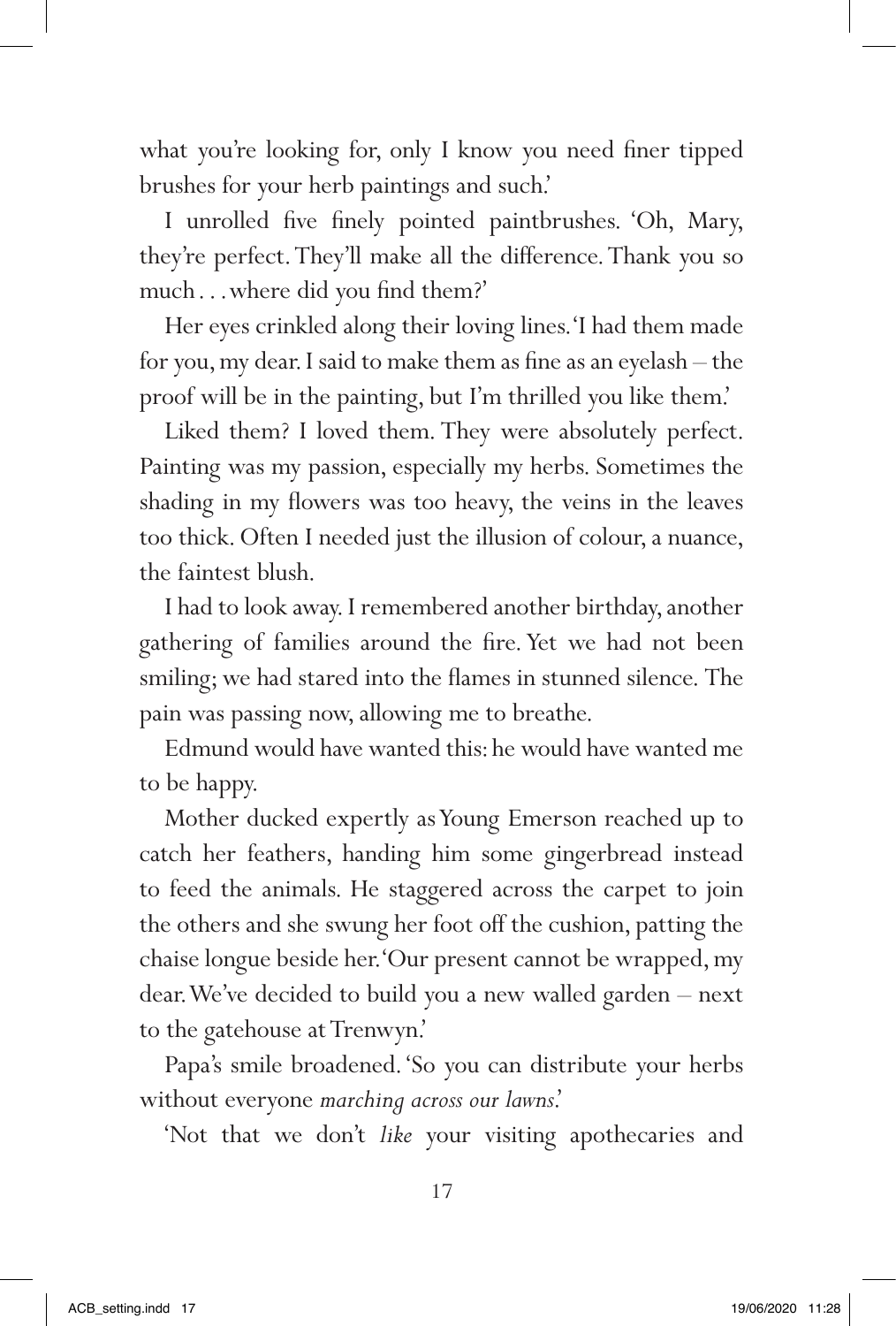what you're looking for, only I know you need finer tipped brushes for your herb paintings and such.'

I unrolled five finely pointed paintbrushes. 'Oh, Mary, they're perfect. They'll make all the difference. Thank you so much . . . where did you find them?'

Her eyes crinkled along their loving lines. 'I had them made for you, my dear. I said to make them as fine as an eyelash – the proof will be in the painting, but I'm thrilled you like them.'

Liked them? I loved them. They were absolutely perfect. Painting was my passion, especially my herbs. Sometimes the shading in my flowers was too heavy, the veins in the leaves too thick. Often I needed just the illusion of colour, a nuance, the faintest blush.

I had to look away. I remembered another birthday, another gathering of families around the fire. Yet we had not been smiling; we had stared into the flames in stunned silence. The pain was passing now, allowing me to breathe.

Edmund would have wanted this: he would have wanted me to be happy.

Mother ducked expertly as Young Emerson reached up to catch her feathers, handing him some gingerbread instead to feed the animals. He staggered across the carpet to join the others and she swung her foot off the cushion, patting the chaise longue beside her. 'Our present cannot be wrapped, my dear. We've decided to build you a new walled garden – next to the gatehouse at Trenwyn.'

Papa's smile broadened. 'So you can distribute your herbs without everyone *marching across our lawns*.'

'Not that we don't *like* your visiting apothecaries and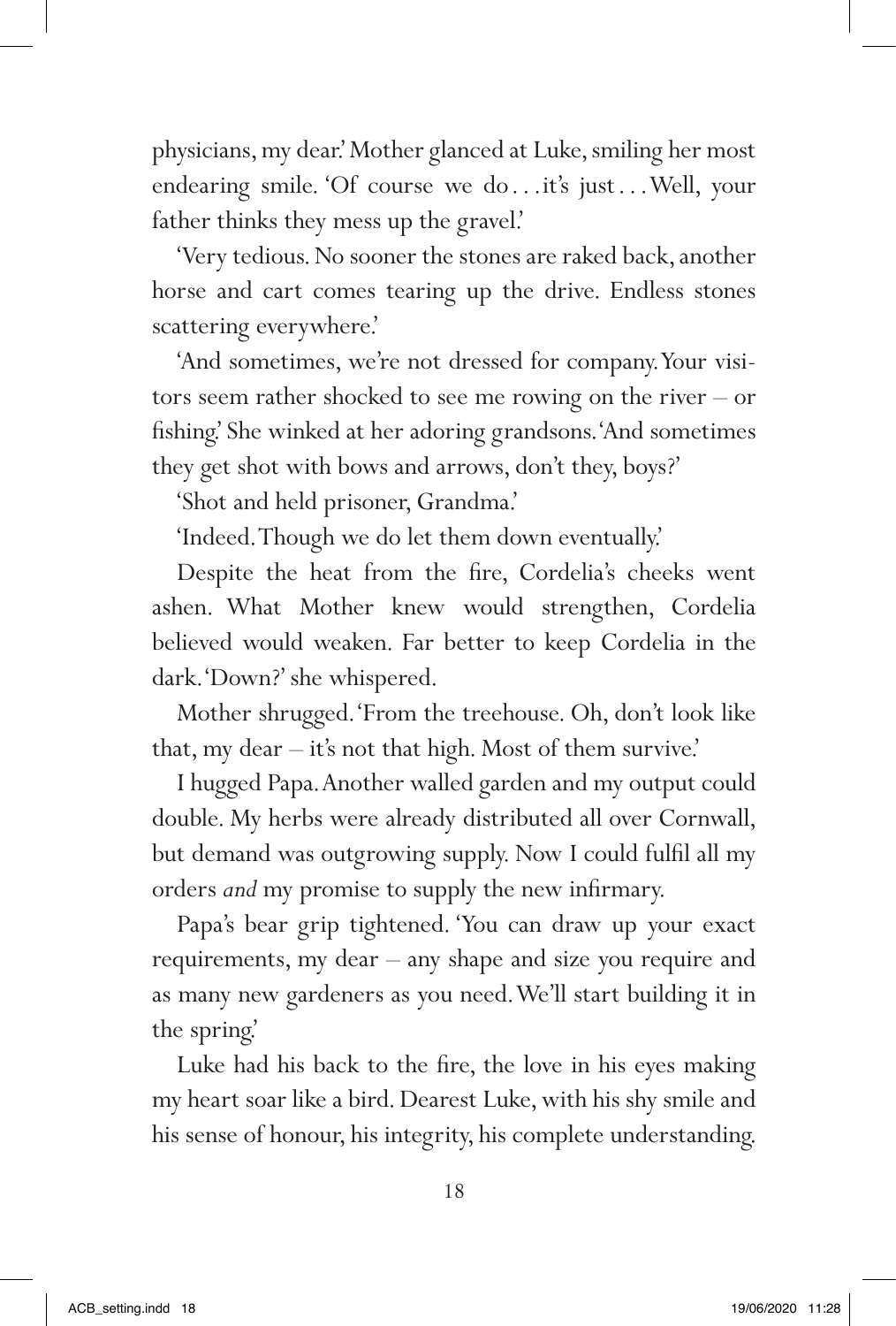physicians, my dear.' Mother glanced at Luke, smiling her most endearing smile. 'Of course we do . . . it's just . . . Well, your father thinks they mess up the gravel.'

'Very tedious. No sooner the stones are raked back, another horse and cart comes tearing up the drive. Endless stones scattering everywhere.'

'And sometimes, we're not dressed for company. Your visitors seem rather shocked to see me rowing on the river – or fishing.' She winked at her adoring grandsons. 'And sometimes they get shot with bows and arrows, don't they, boys?'

'Shot and held prisoner, Grandma.'

'Indeed. Though we do let them down eventually.'

Despite the heat from the fire, Cordelia's cheeks went ashen. What Mother knew would strengthen, Cordelia believed would weaken. Far better to keep Cordelia in the dark. 'Down?' she whispered.

Mother shrugged. 'From the treehouse. Oh, don't look like that, my dear – it's not that high. Most of them survive.'

I hugged Papa. Another walled garden and my output could double. My herbs were already distributed all over Cornwall, but demand was outgrowing supply. Now I could fulfil all my orders *and* my promise to supply the new infirmary.

Papa's bear grip tightened. 'You can draw up your exact requirements, my dear – any shape and size you require and as many new gardeners as you need. We'll start building it in the spring.'

Luke had his back to the fire, the love in his eyes making my heart soar like a bird. Dearest Luke, with his shy smile and his sense of honour, his integrity, his complete understanding.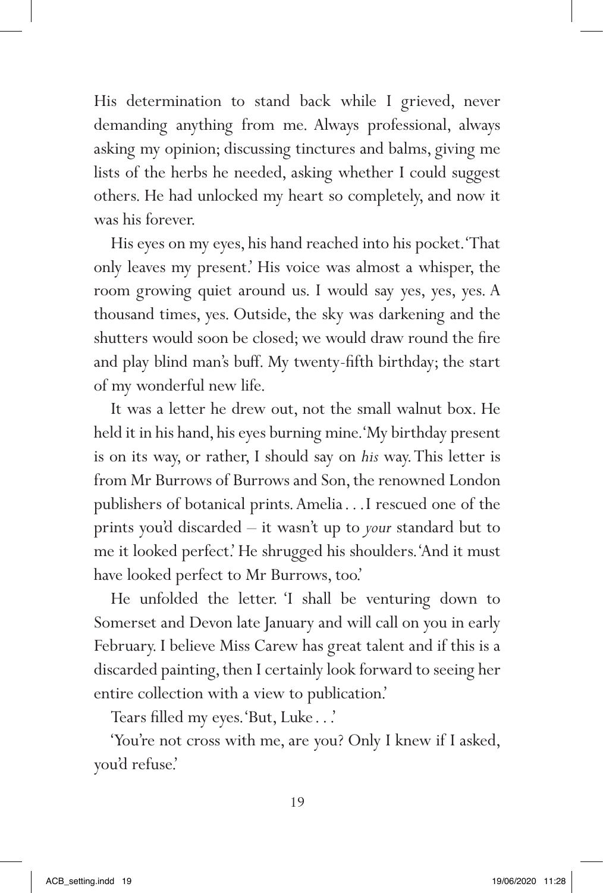His determination to stand back while I grieved, never demanding anything from me. Always professional, always asking my opinion; discussing tinctures and balms, giving me lists of the herbs he needed, asking whether I could suggest others. He had unlocked my heart so completely, and now it was his forever.

His eyes on my eyes, his hand reached into his pocket. 'That only leaves my present.' His voice was almost a whisper, the room growing quiet around us. I would say yes, yes, yes. A thousand times, yes. Outside, the sky was darkening and the shutters would soon be closed; we would draw round the fire and play blind man's buff. My twenty-fifth birthday; the start of my wonderful new life.

It was a letter he drew out, not the small walnut box. He held it in his hand, his eyes burning mine. 'My birthday present is on its way, or rather, I should say on *his* way. This letter is from Mr Burrows of Burrows and Son, the renowned London publishers of botanical prints. Amelia . . . I rescued one of the prints you'd discarded – it wasn't up to *your* standard but to me it looked perfect.' He shrugged his shoulders. 'And it must have looked perfect to Mr Burrows, too.'

He unfolded the letter. 'I shall be venturing down to Somerset and Devon late January and will call on you in early February. I believe Miss Carew has great talent and if this is a discarded painting, then I certainly look forward to seeing her entire collection with a view to publication.'

Tears filled my eyes. 'But, Luke . . .'

'You're not cross with me, are you? Only I knew if I asked, you'd refuse.'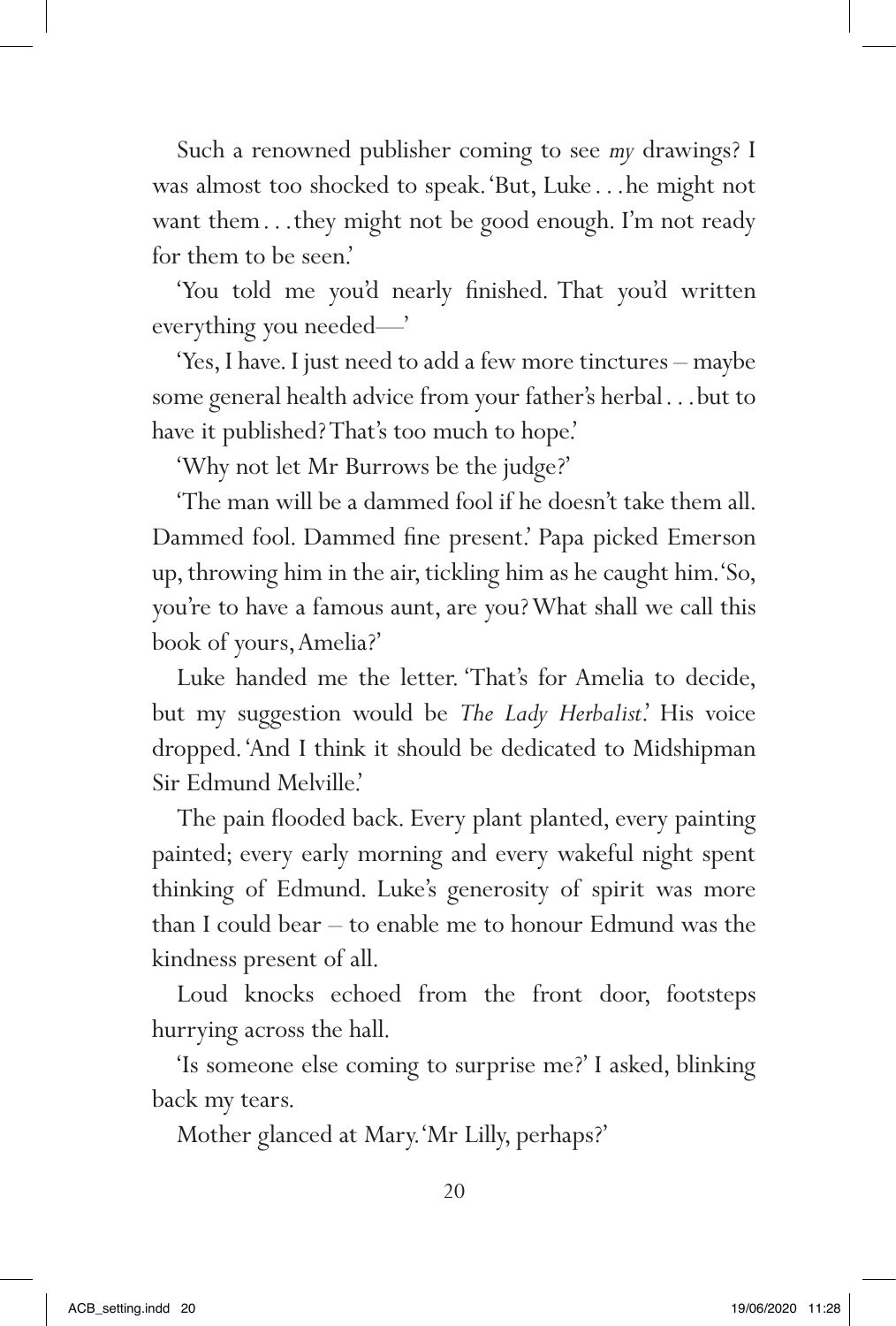Such a renowned publisher coming to see *my* drawings? I was almost too shocked to speak. 'But, Luke . . . he might not want them . . . they might not be good enough. I'm not ready for them to be seen.'

'You told me you'd nearly finished. That you'd written everything you needed—'

'Yes, I have. I just need to add a few more tinctures – maybe some general health advice from your father's herbal . . . but to have it published? That's too much to hope.'

'Why not let Mr Burrows be the judge?'

'The man will be a dammed fool if he doesn't take them all. Dammed fool. Dammed fine present.' Papa picked Emerson up, throwing him in the air, tickling him as he caught him. 'So, you're to have a famous aunt, are you? What shall we call this book of yours, Amelia?'

Luke handed me the letter. 'That's for Amelia to decide, but my suggestion would be *The Lady Herbalist*.' His voice dropped. 'And I think it should be dedicated to Midshipman Sir Edmund Melville.'

The pain flooded back. Every plant planted, every painting painted; every early morning and every wakeful night spent thinking of Edmund. Luke's generosity of spirit was more than I could bear – to enable me to honour Edmund was the kindness present of all.

Loud knocks echoed from the front door, footsteps hurrying across the hall.

'Is someone else coming to surprise me?' I asked, blinking back my tears.

Mother glanced at Mary. 'Mr Lilly, perhaps?'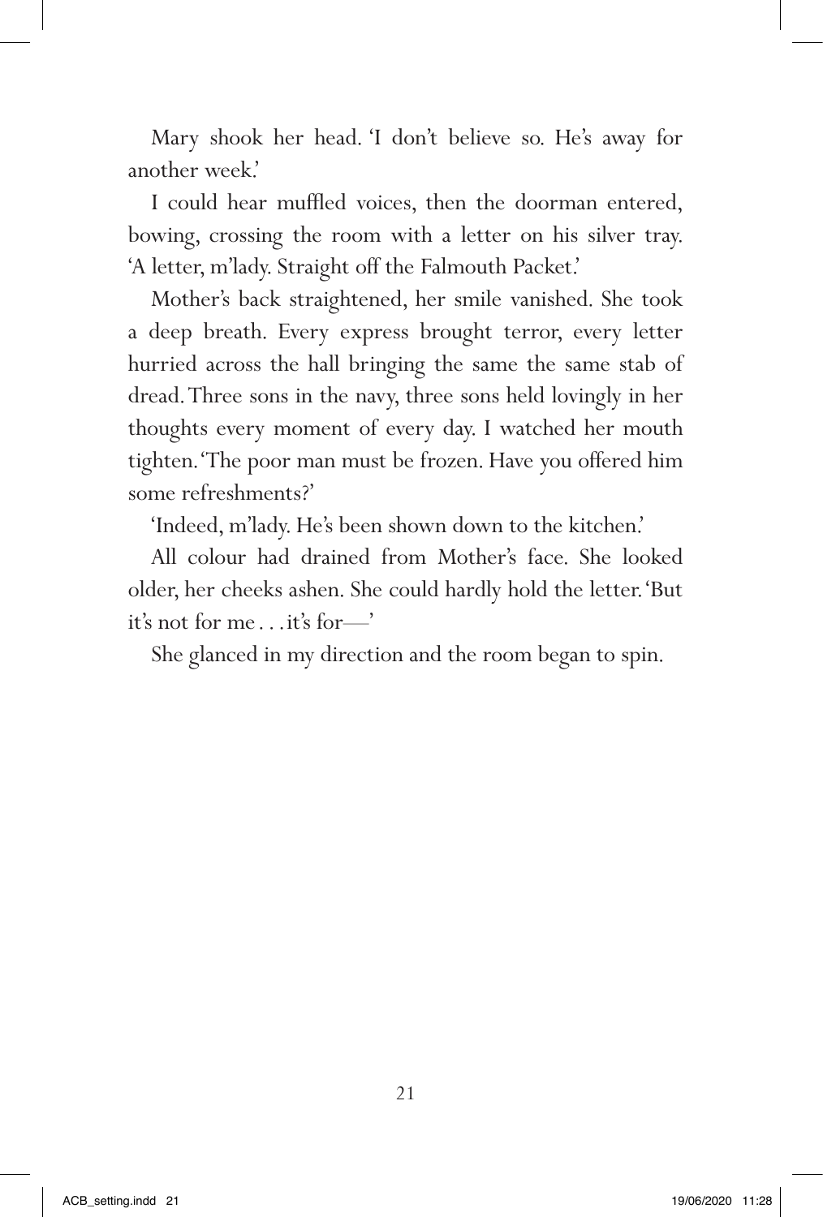Mary shook her head. 'I don't believe so. He's away for another week.'

I could hear muffled voices, then the doorman entered, bowing, crossing the room with a letter on his silver tray. 'A letter, m'lady. Straight off the Falmouth Packet.'

Mother's back straightened, her smile vanished. She took a deep breath. Every express brought terror, every letter hurried across the hall bringing the same the same stab of dread. Three sons in the navy, three sons held lovingly in her thoughts every moment of every day. I watched her mouth tighten. 'The poor man must be frozen. Have you offered him some refreshments?'

'Indeed, m'lady. He's been shown down to the kitchen.'

All colour had drained from Mother's face. She looked older, her cheeks ashen. She could hardly hold the letter. 'But it's not for me . . . it's for—'

She glanced in my direction and the room began to spin.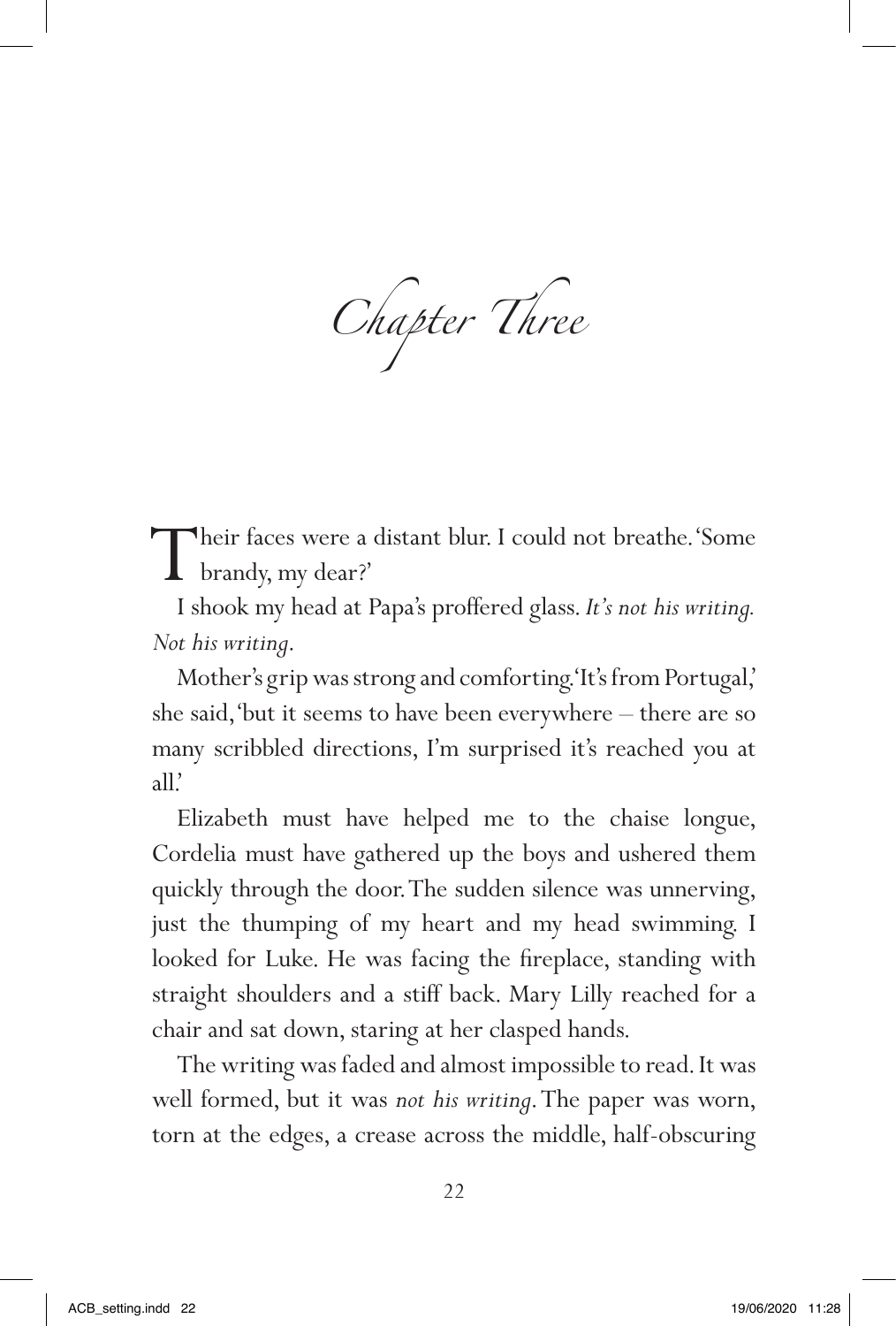# Chapter Three

Their faces were a distant blur. I could not breathe. 'Some brandy, my dear?'

I shook my head at Papa's proffered glass. *It's not his writing. Not his writing.*

Mother's grip was strong and comforting. 'It's from Portugal,' she said, 'but it seems to have been everywhere – there are so many scribbled directions, I'm surprised it's reached you at all.'

Elizabeth must have helped me to the chaise longue, Cordelia must have gathered up the boys and ushered them quickly through the door. The sudden silence was unnerving, just the thumping of my heart and my head swimming. I looked for Luke. He was facing the fireplace, standing with straight shoulders and a stiff back. Mary Lilly reached for a chair and sat down, staring at her clasped hands.

The writing was faded and almost impossible to read. It was well formed, but it was *not his writing*. The paper was worn, torn at the edges, a crease across the middle, half-obscuring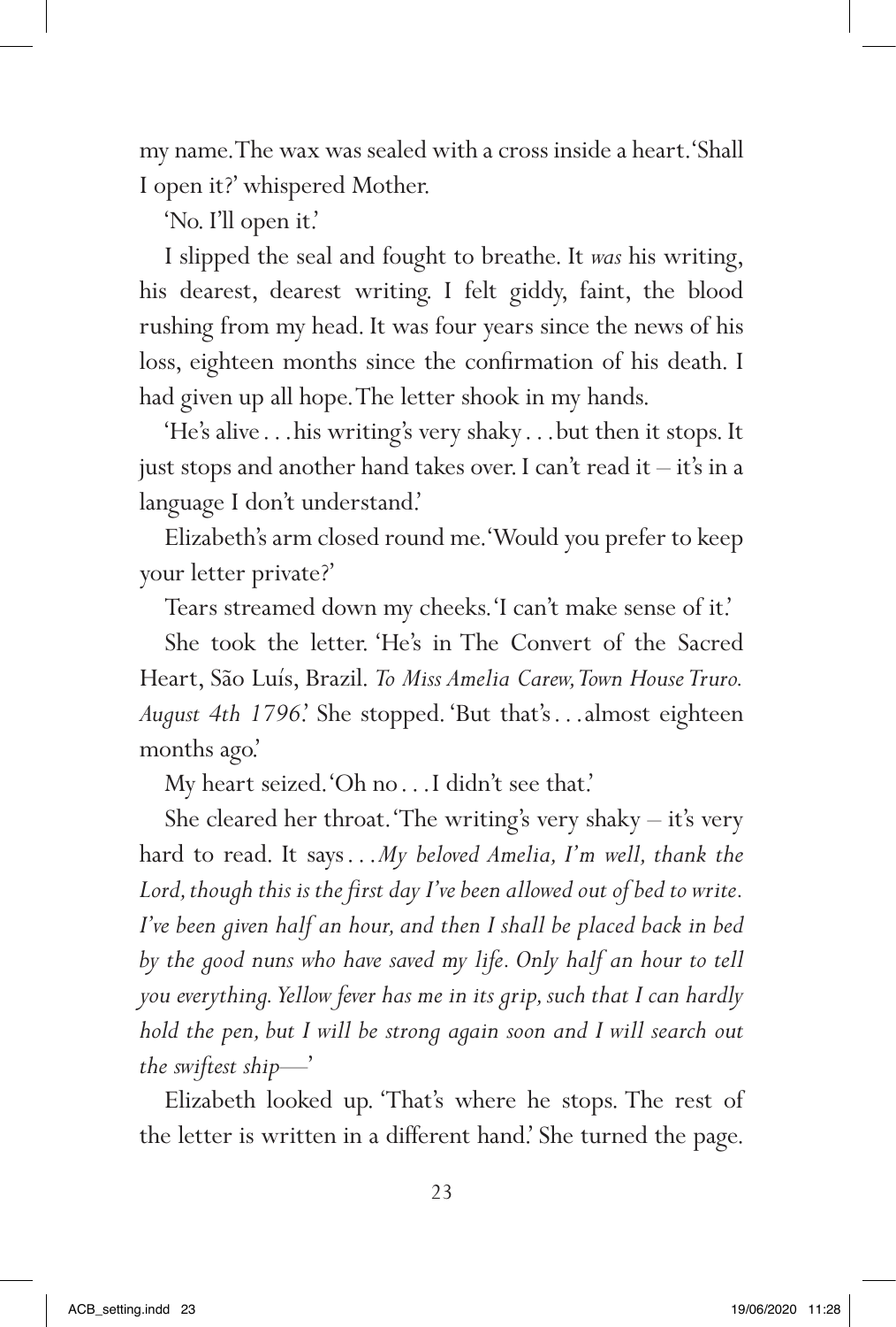my name. The wax was sealed with a cross inside a heart. 'Shall I open it?' whispered Mother.

'No. I'll open it.'

I slipped the seal and fought to breathe. It *was* his writing, his dearest, dearest writing. I felt giddy, faint, the blood rushing from my head. It was four years since the news of his loss, eighteen months since the confirmation of his death. I had given up all hope. The letter shook in my hands.

'He's alive . . . his writing's very shaky . . . but then it stops. It just stops and another hand takes over. I can't read it – it's in a language I don't understand.'

Elizabeth's arm closed round me. 'Would you prefer to keep your letter private?'

Tears streamed down my cheeks. 'I can't make sense of it.'

She took the letter. 'He's in The Convert of the Sacred Heart, São Luís, Brazil. *To Miss Amelia Carew, Town House Truro. August 4th 1796.*' She stopped. 'But that's . . . almost eighteen months ago.'

My heart seized. 'Oh no . . . I didn't see that.'

She cleared her throat. 'The writing's very shaky – it's very hard to read. It says . . . *My beloved Amelia, I'm well, thank the Lord, though this is the first day I've been allowed out of bed to write. I've been given half an hour, and then I shall be placed back in bed by the good nuns who have saved my life. Only half an hour to tell you everything. Yellow fever has me in its grip, such that I can hardly hold the pen, but I will be strong again soon and I will search out the swiftest ship*—'

Elizabeth looked up. 'That's where he stops. The rest of the letter is written in a different hand.' She turned the page.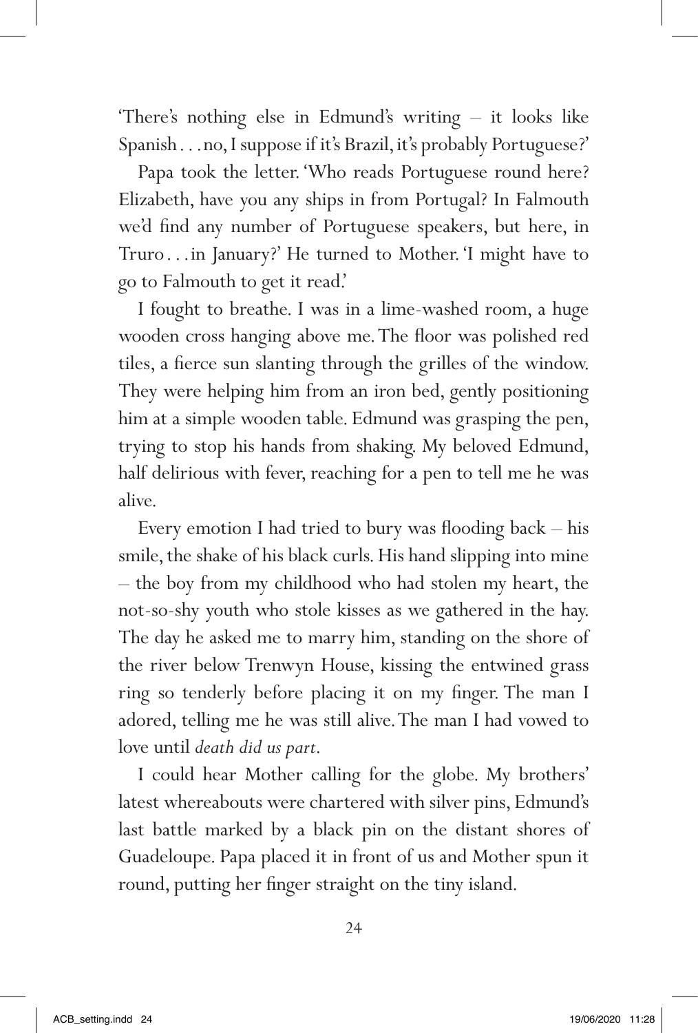'There's nothing else in Edmund's writing – it looks like Spanish . . . no, I suppose if it's Brazil, it's probably Portuguese?'

Papa took the letter. 'Who reads Portuguese round here? Elizabeth, have you any ships in from Portugal? In Falmouth we'd find any number of Portuguese speakers, but here, in Truro . . . in January?' He turned to Mother. 'I might have to go to Falmouth to get it read.'

I fought to breathe. I was in a lime-washed room, a huge wooden cross hanging above me. The floor was polished red tiles, a fierce sun slanting through the grilles of the window. They were helping him from an iron bed, gently positioning him at a simple wooden table. Edmund was grasping the pen, trying to stop his hands from shaking. My beloved Edmund, half delirious with fever, reaching for a pen to tell me he was alive.

Every emotion I had tried to bury was flooding back – his smile, the shake of his black curls. His hand slipping into mine – the boy from my childhood who had stolen my heart, the not-so-shy youth who stole kisses as we gathered in the hay. The day he asked me to marry him, standing on the shore of the river below Trenwyn House, kissing the entwined grass ring so tenderly before placing it on my finger. The man I adored, telling me he was still alive. The man I had vowed to love until *death did us part*.

I could hear Mother calling for the globe. My brothers' latest whereabouts were chartered with silver pins, Edmund's last battle marked by a black pin on the distant shores of Guadeloupe. Papa placed it in front of us and Mother spun it round, putting her finger straight on the tiny island.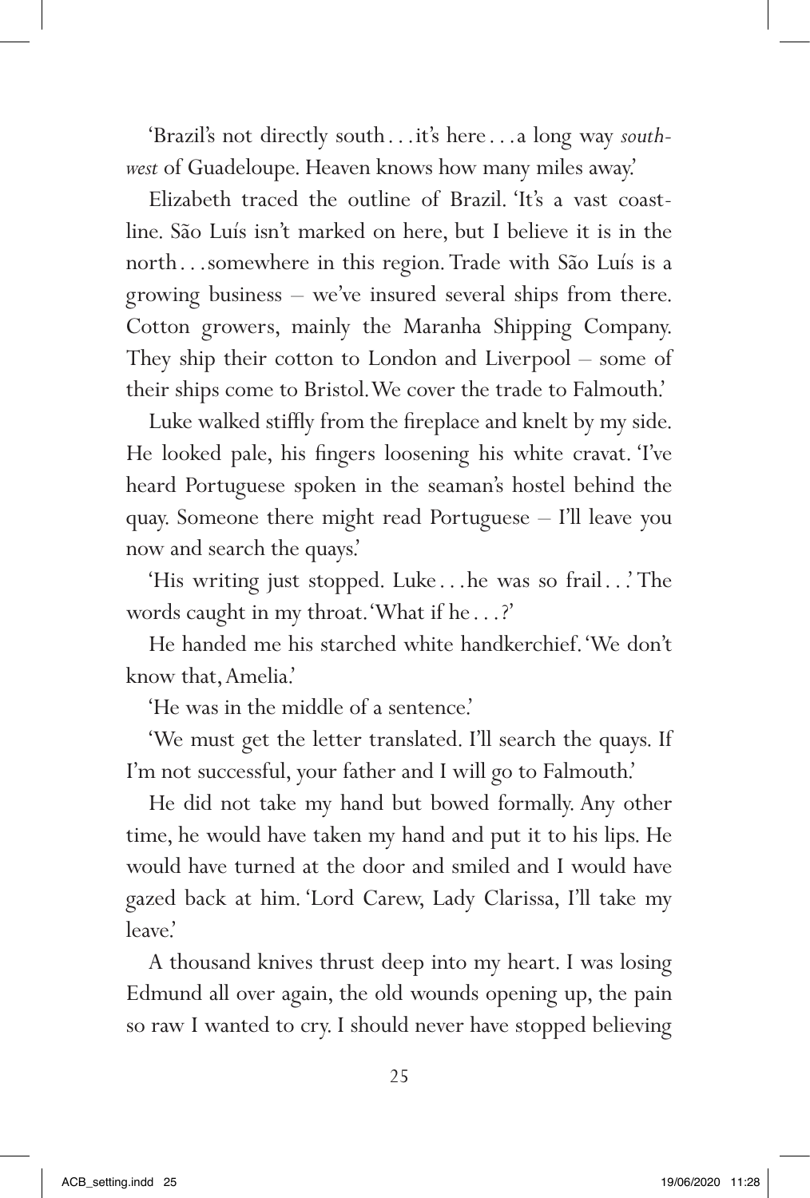'Brazil's not directly south . . . it's here . . . a long way *south-west* of Guadeloupe. Heaven knows how many miles away.'

Elizabeth traced the outline of Brazil. 'It's a vast coastline. São Luís isn't marked on here, but I believe it is in the north . . . somewhere in this region. Trade with São Luís is a growing business – we've insured several ships from there. Cotton growers, mainly the Maranha Shipping Company. They ship their cotton to London and Liverpool – some of their ships come to Bristol. We cover the trade to Falmouth.'

Luke walked stiffly from the fireplace and knelt by my side. He looked pale, his fingers loosening his white cravat. 'I've heard Portuguese spoken in the seaman's hostel behind the quay. Someone there might read Portuguese – I'll leave you now and search the quays.'

'His writing just stopped. Luke . . . he was so frail . . .' The words caught in my throat. 'What if he . . . ?'

He handed me his starched white handkerchief. 'We don't know that, Amelia.'

'He was in the middle of a sentence.'

'We must get the letter translated. I'll search the quays. If I'm not successful, your father and I will go to Falmouth.'

He did not take my hand but bowed formally. Any other time, he would have taken my hand and put it to his lips. He would have turned at the door and smiled and I would have gazed back at him. 'Lord Carew, Lady Clarissa, I'll take my leave.'

A thousand knives thrust deep into my heart. I was losing Edmund all over again, the old wounds opening up, the pain so raw I wanted to cry. I should never have stopped believing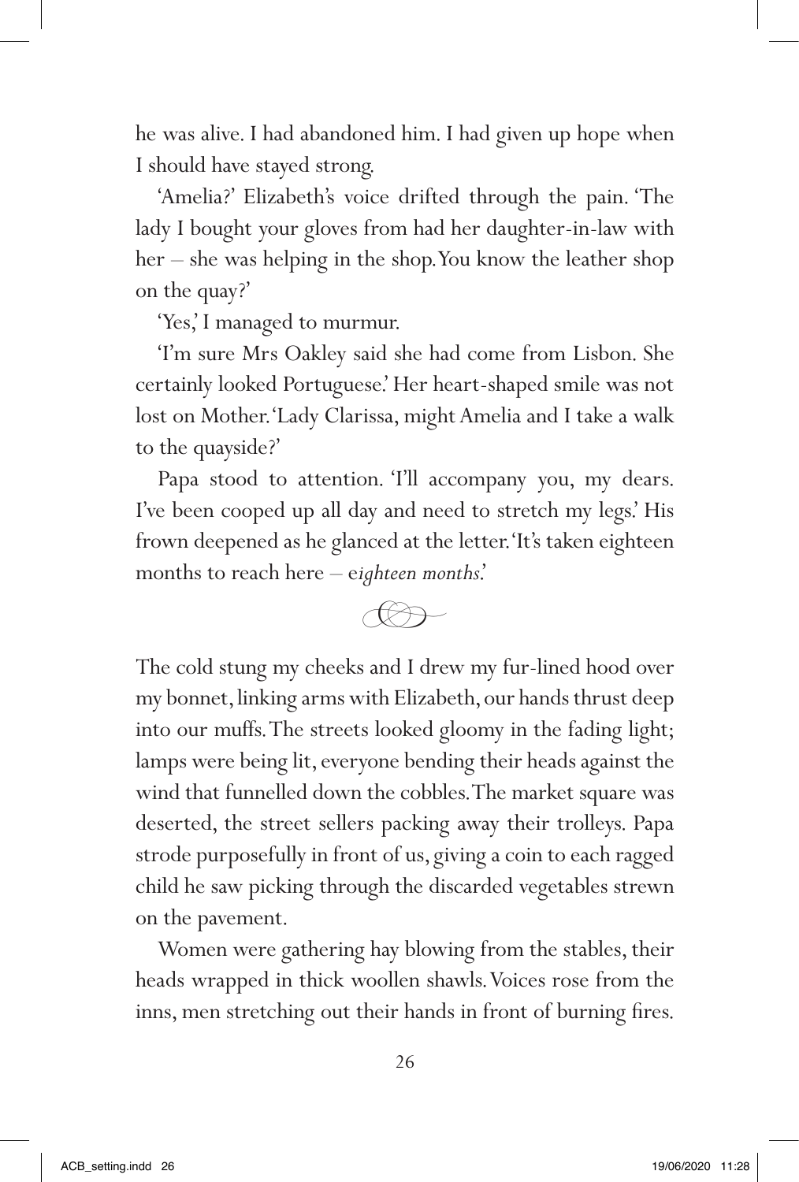he was alive. I had abandoned him. I had given up hope when I should have stayed strong.

'Amelia?' Elizabeth's voice drifted through the pain. 'The lady I bought your gloves from had her daughter-in-law with her – she was helping in the shop. You know the leather shop on the quay?'

'Yes,' I managed to murmur.

'I'm sure Mrs Oakley said she had come from Lisbon. She certainly looked Portuguese.' Her heart-shaped smile was not lost on Mother. 'Lady Clarissa, might Amelia and I take a walk to the quayside?'

Papa stood to attention. 'I'll accompany you, my dears. I've been cooped up all day and need to stretch my legs.' His frown deepened as he glanced at the letter. 'It's taken eighteen months to reach here – e*ighteen months*.'

The cold stung my cheeks and I drew my fur-lined hood over my bonnet, linking arms with Elizabeth, our hands thrust deep into our muffs. The streets looked gloomy in the fading light; lamps were being lit, everyone bending their heads against the wind that funnelled down the cobbles. The market square was deserted, the street sellers packing away their trolleys. Papa strode purposefully in front of us, giving a coin to each ragged child he saw picking through the discarded vegetables strewn on the pavement.

Women were gathering hay blowing from the stables, their heads wrapped in thick woollen shawls. Voices rose from the inns, men stretching out their hands in front of burning fires.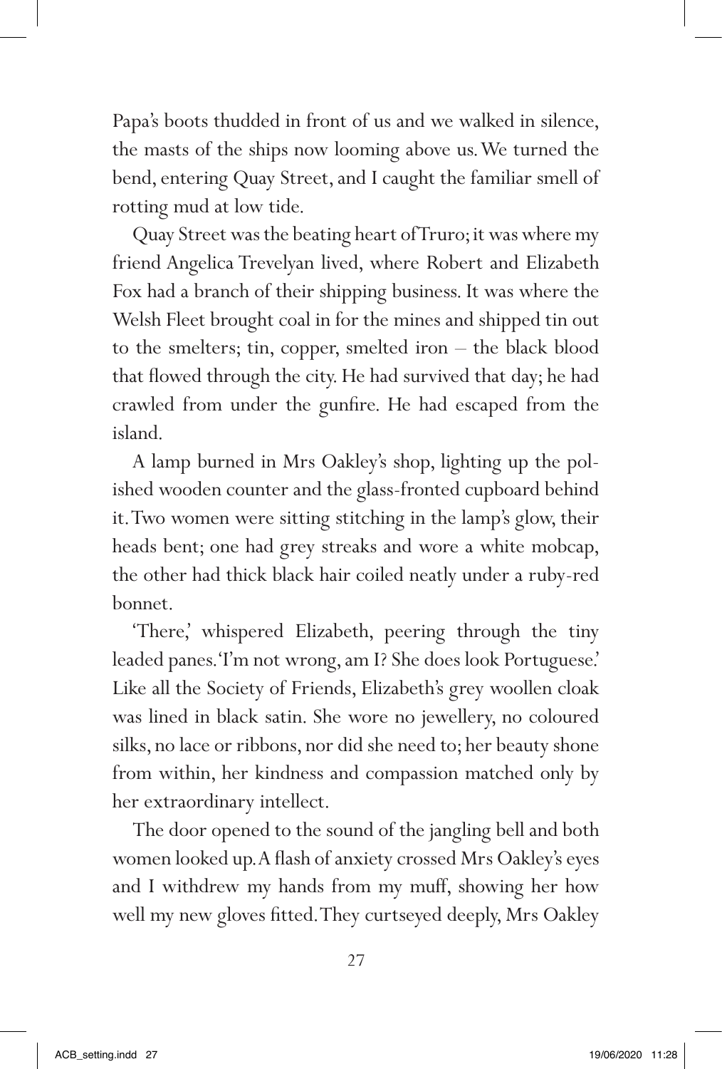Papa's boots thudded in front of us and we walked in silence, the masts of the ships now looming above us. We turned the bend, entering Quay Street, and I caught the familiar smell of rotting mud at low tide.

Quay Street was the beating heart of Truro; it was where my friend Angelica Trevelyan lived, where Robert and Elizabeth Fox had a branch of their shipping business. It was where the Welsh Fleet brought coal in for the mines and shipped tin out to the smelters; tin, copper, smelted iron – the black blood that flowed through the city. He had survived that day; he had crawled from under the gunfire. He had escaped from the island.

A lamp burned in Mrs Oakley's shop, lighting up the polished wooden counter and the glass-fronted cupboard behind it. Two women were sitting stitching in the lamp's glow, their heads bent; one had grey streaks and wore a white mobcap, the other had thick black hair coiled neatly under a ruby-red bonnet.

'There,' whispered Elizabeth, peering through the tiny leaded panes. 'I'm not wrong, am I? She does look Portuguese.' Like all the Society of Friends, Elizabeth's grey woollen cloak was lined in black satin. She wore no jewellery, no coloured silks, no lace or ribbons, nor did she need to; her beauty shone from within, her kindness and compassion matched only by her extraordinary intellect.

The door opened to the sound of the jangling bell and both women looked up. A flash of anxiety crossed Mrs Oakley's eyes and I withdrew my hands from my muff, showing her how well my new gloves fitted. They curtseyed deeply, Mrs Oakley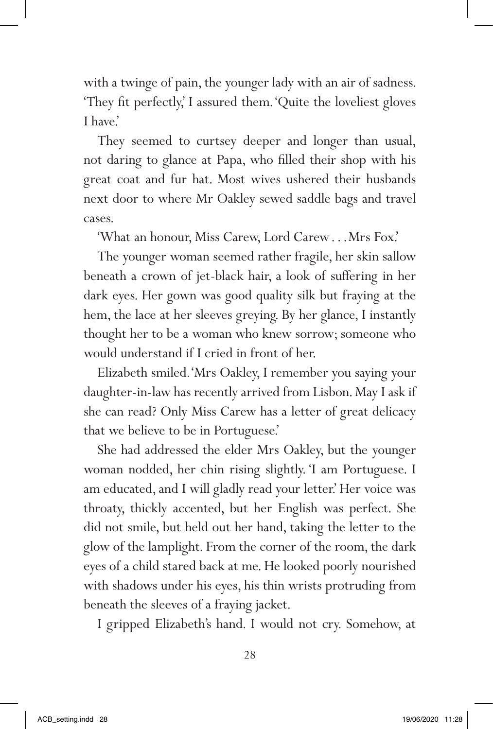with a twinge of pain, the younger lady with an air of sadness. 'They fit perfectly,' I assured them. 'Quite the loveliest gloves I have.'

They seemed to curtsey deeper and longer than usual, not daring to glance at Papa, who filled their shop with his great coat and fur hat. Most wives ushered their husbands next door to where Mr Oakley sewed saddle bags and travel cases.

'What an honour, Miss Carew, Lord Carew . . . Mrs Fox.'

The younger woman seemed rather fragile, her skin sallow beneath a crown of jet-black hair, a look of suffering in her dark eyes. Her gown was good quality silk but fraying at the hem, the lace at her sleeves greying. By her glance, I instantly thought her to be a woman who knew sorrow; someone who would understand if I cried in front of her.

Elizabeth smiled. 'Mrs Oakley, I remember you saying your daughter-in-law has recently arrived from Lisbon. May I ask if she can read? Only Miss Carew has a letter of great delicacy that we believe to be in Portuguese.'

She had addressed the elder Mrs Oakley, but the younger woman nodded, her chin rising slightly. 'I am Portuguese. I am educated, and I will gladly read your letter.' Her voice was throaty, thickly accented, but her English was perfect. She did not smile, but held out her hand, taking the letter to the glow of the lamplight. From the corner of the room, the dark eyes of a child stared back at me. He looked poorly nourished with shadows under his eyes, his thin wrists protruding from beneath the sleeves of a fraying jacket.

I gripped Elizabeth's hand. I would not cry. Somehow, at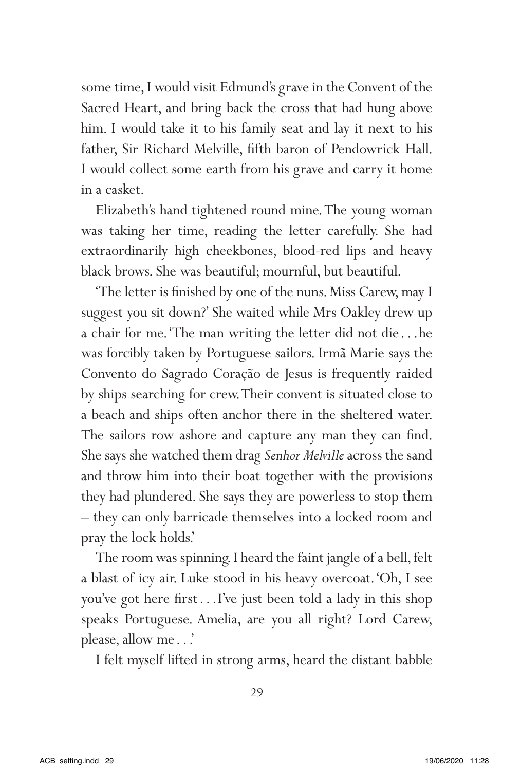some time, I would visit Edmund's grave in the Convent of the Sacred Heart, and bring back the cross that had hung above him. I would take it to his family seat and lay it next to his father, Sir Richard Melville, fifth baron of Pendowrick Hall. I would collect some earth from his grave and carry it home in a casket.

Elizabeth's hand tightened round mine. The young woman was taking her time, reading the letter carefully. She had extraordinarily high cheekbones, blood-red lips and heavy black brows. She was beautiful; mournful, but beautiful.

'The letter is finished by one of the nuns. Miss Carew, may I suggest you sit down?' She waited while Mrs Oakley drew up a chair for me. 'The man writing the letter did not die . . . he was forcibly taken by Portuguese sailors. Irmã Marie says the Convento do Sagrado Coração de Jesus is frequently raided by ships searching for crew. Their convent is situated close to a beach and ships often anchor there in the sheltered water. The sailors row ashore and capture any man they can find. She says she watched them drag *Senhor Melville* across the sand and throw him into their boat together with the provisions they had plundered. She says they are powerless to stop them – they can only barricade themselves into a locked room and pray the lock holds.'

The room was spinning. I heard the faint jangle of a bell, felt a blast of icy air. Luke stood in his heavy overcoat. 'Oh, I see you've got here first . . . I've just been told a lady in this shop speaks Portuguese. Amelia, are you all right? Lord Carew, please, allow me . . .'

I felt myself lifted in strong arms, heard the distant babble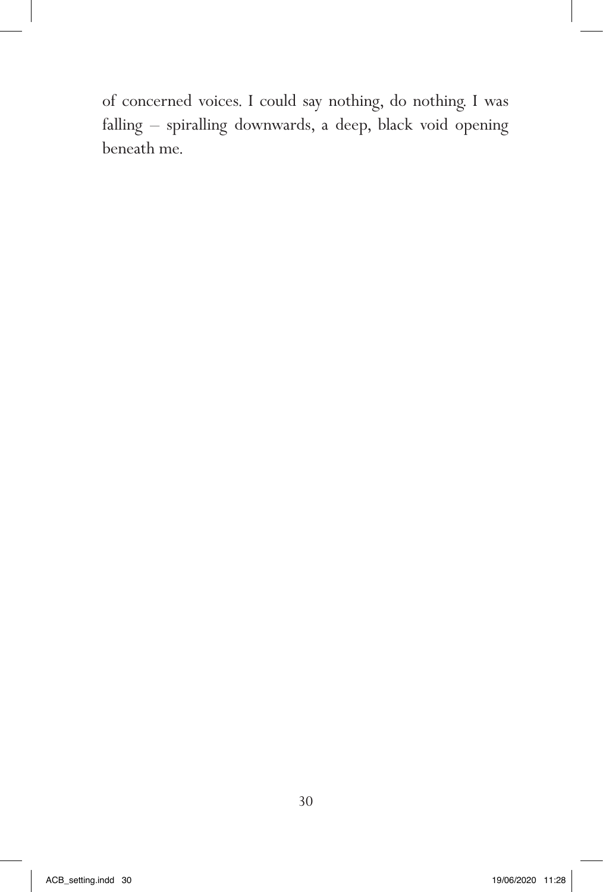of concerned voices. I could say nothing, do nothing. I was falling – spiralling downwards, a deep, black void opening beneath me.